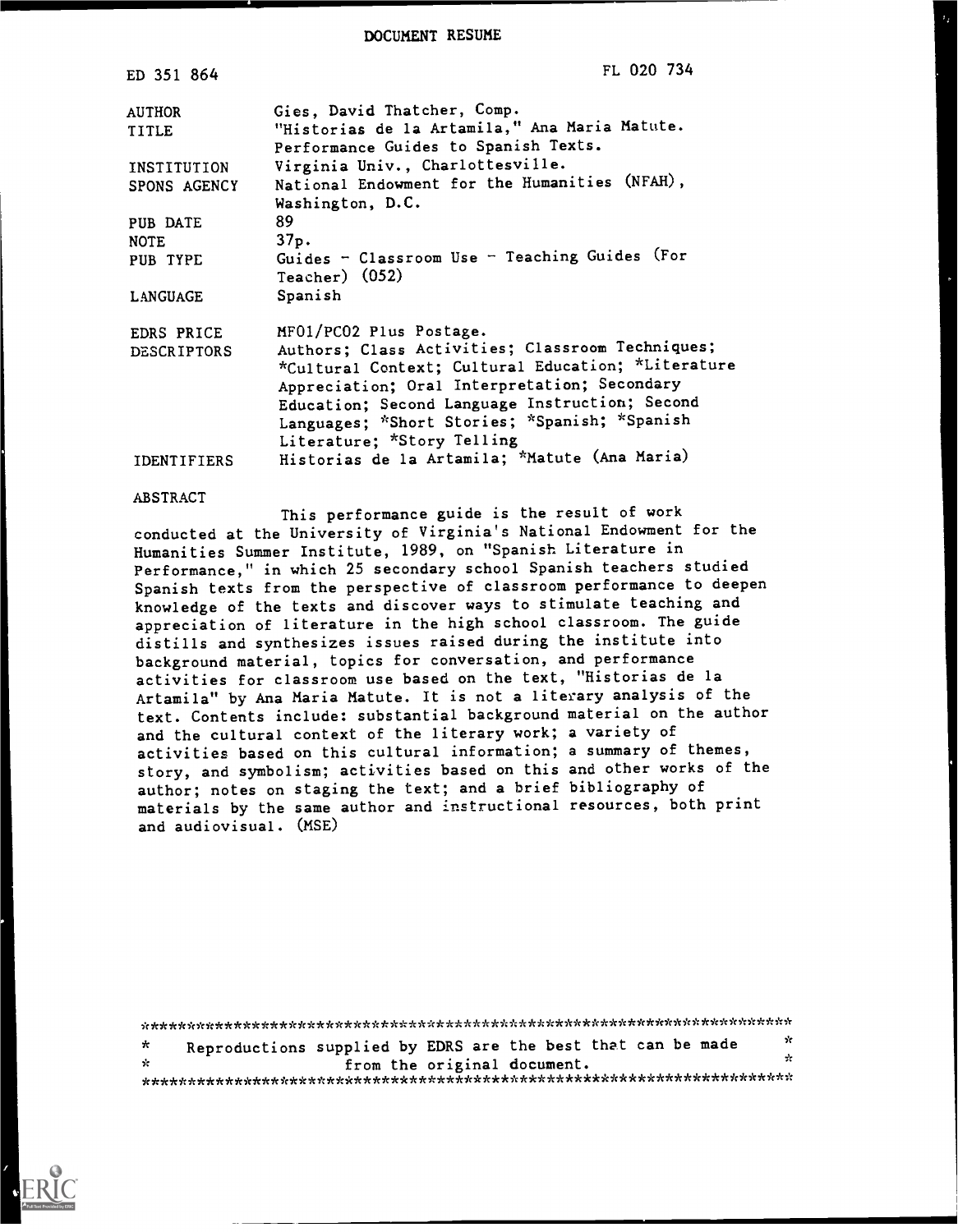# DOCUMENT RESUME

ED 351 864 FL 020 734

| | |
|---|---|
| AUTHOR | Gies, David Thatcher, Comp. |
| TITLE | "Historias de la Artamila," Ana Maria Matute. Performance Guides to Spanish Texts. |
| INSTITUTION | Virginia Univ., Charlottesville. |
| SPONS AGENCY | National Endowment for the Humanities (NFAH), Washington, D.C. |
| PUB DATE | 89 |
| NOTE | 37p. |
| PUB TYPE | Guides - Classroom Use - Teaching Guides (For Teacher) (052) |
| LANGUAGE | Spanish |
| EDRS PRICE | MF01/PC02 Plus Postage. |
| DESCRIPTORS | Authors; Class Activities; Classroom Techniques; *Cultural Context; Cultural Education; *Literature Appreciation; Oral Interpretation; Secondary Education; Second Language Instruction; Second Languages; *Short Stories; *Spanish; *Spanish Literature; *Story Telling |
| IDENTIFIERS | Historias de la Artamila; *Matute (Ana Maria) |

## ABSTRACT

This performance guide is the result of work conducted at the University of Virginia's National Endowment for the Humanities Summer Institute, 1989, on "Spanish Literature in Performance," in which 25 secondary school Spanish teachers studied Spanish texts from the perspective of classroom performance to deepen knowledge of the texts and discover ways to stimulate teaching and appreciation of literature in the high school classroom. The guide distills and synthesizes issues raised during the institute into background material, topics for conversation, and performance activities for classroom use based on the text, "Historias de la Artamila" by Ana Maria Matute. It is not a literary analysis of the text. Contents include: substantial background material on the author and the cultural context of the literary work; a variety of activities based on this cultural information; a summary of themes, story, and symbolism; activities based on this and other works of the author; notes on staging the text; and a brief bibliography of materials by the same author and instructional resources, both print and audiovisual. (MSE)

***********************************************************************

* Reproductions supplied by EDRS are the best that can be made *
* from the original document. *

***********************************************************************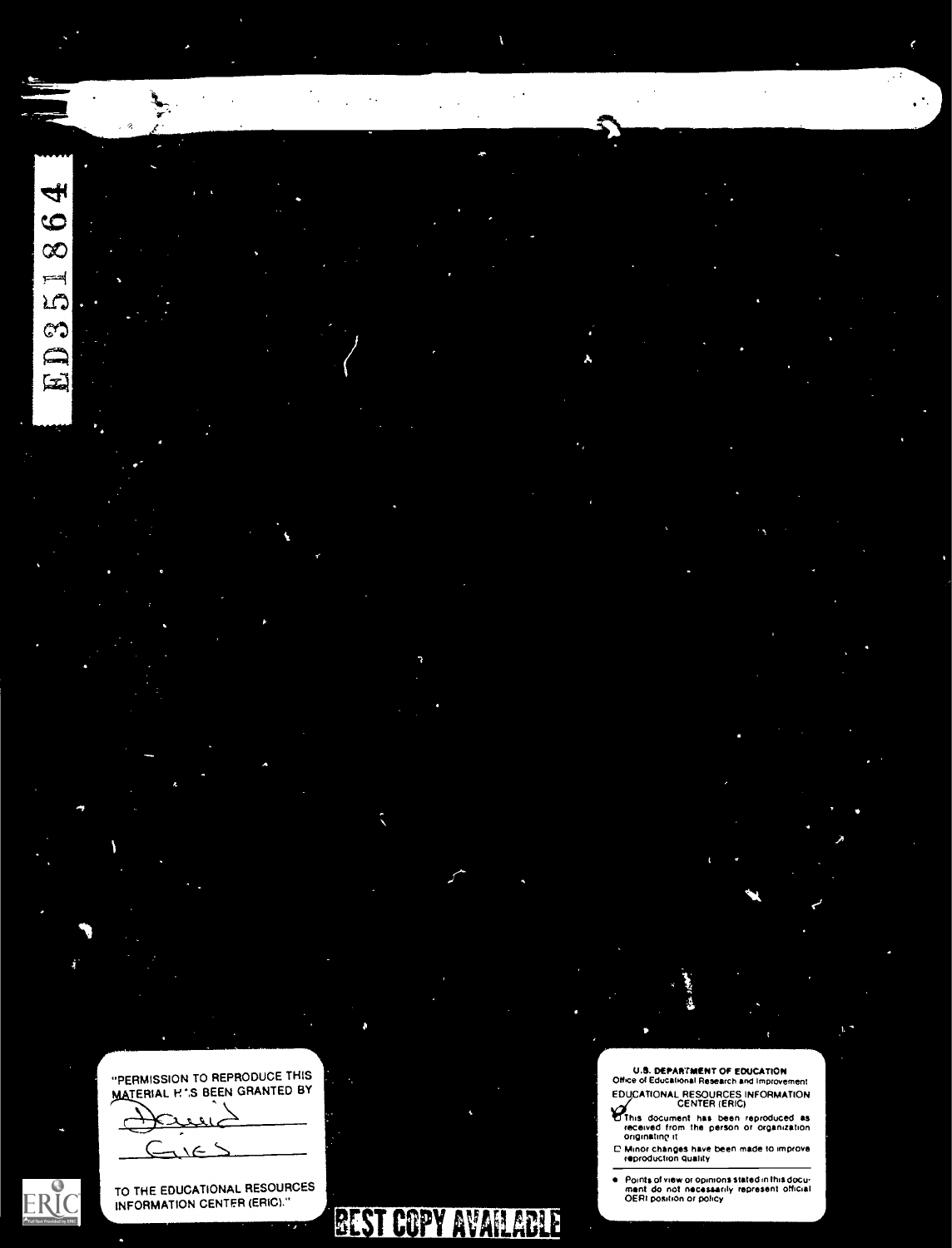ED351864

"PERMISSION TO REPRODUCE THIS MATERIAL HAS BEEN GRANTED BY

David Gies

TO THE EDUCATIONAL RESOURCES INFORMATION CENTER (ERIC)."

U.S. DEPARTMENT OF EDUCATION
Office of Educational Research and Improvement
EDUCATIONAL RESOURCES INFORMATION CENTER (ERIC)

- ☑ This document has been reproduced as received from the person or organization originating it
- ☐ Minor changes have been made to improve reproduction quality

- Points of view or opinions stated in this document do not necessarily represent official OERI position or policy

BEST COPY AVAILABLE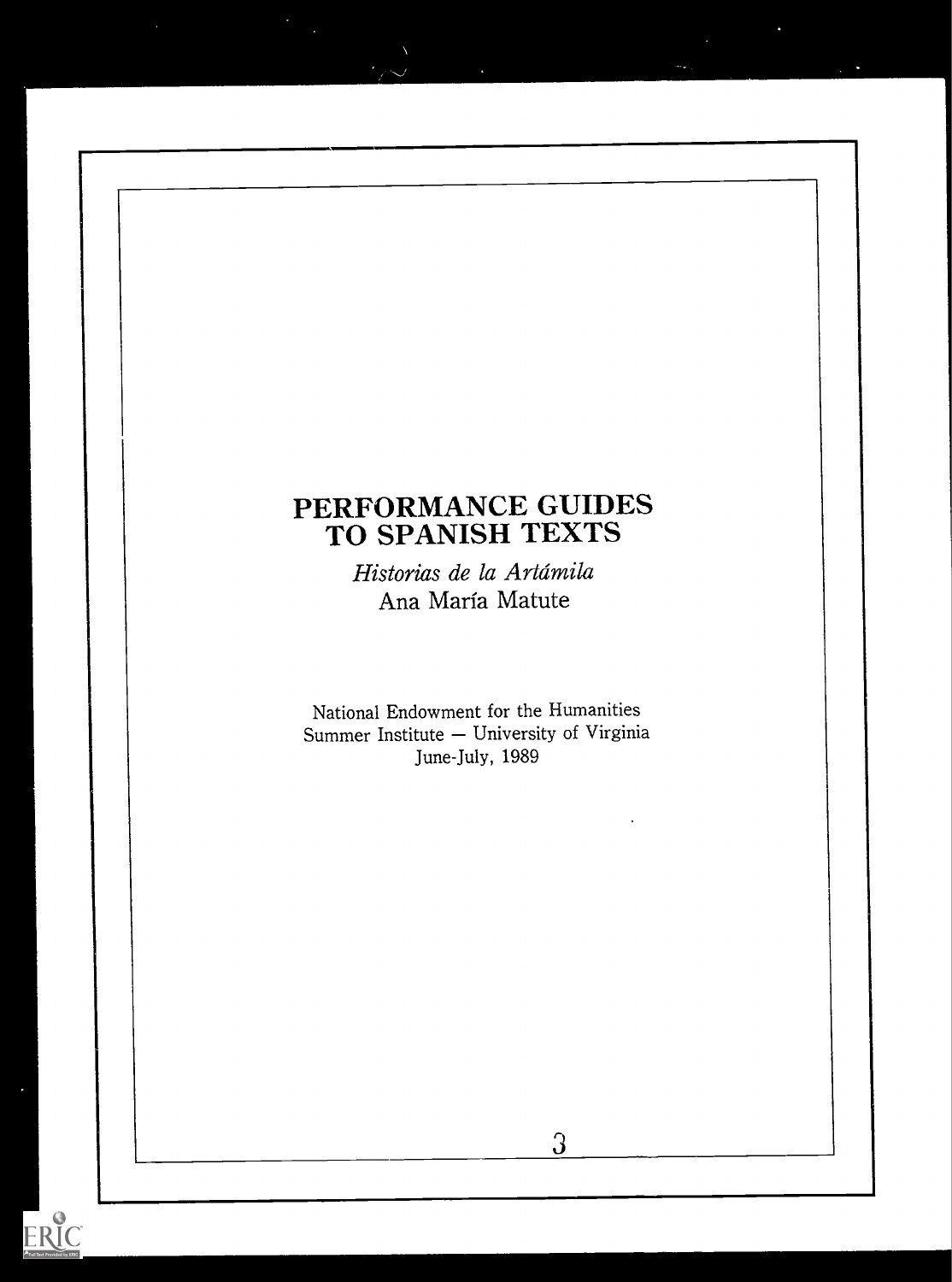# PERFORMANCE GUIDES TO SPANISH TEXTS

*Historias de la Artámila*
Ana María Matute

National Endowment for the Humanities
Summer Institute — University of Virginia
June-July, 1989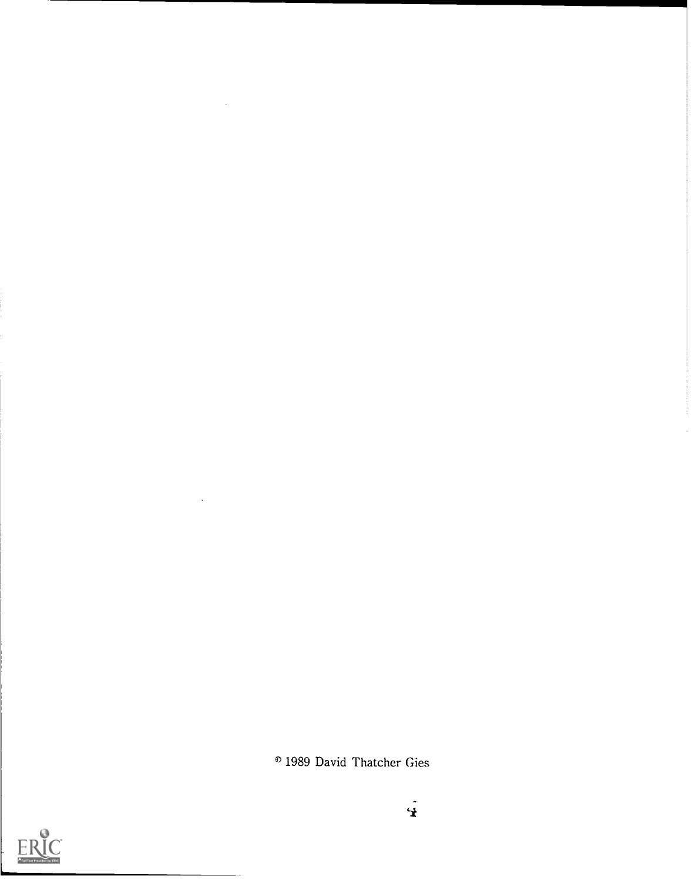© 1989 David Thatcher Gies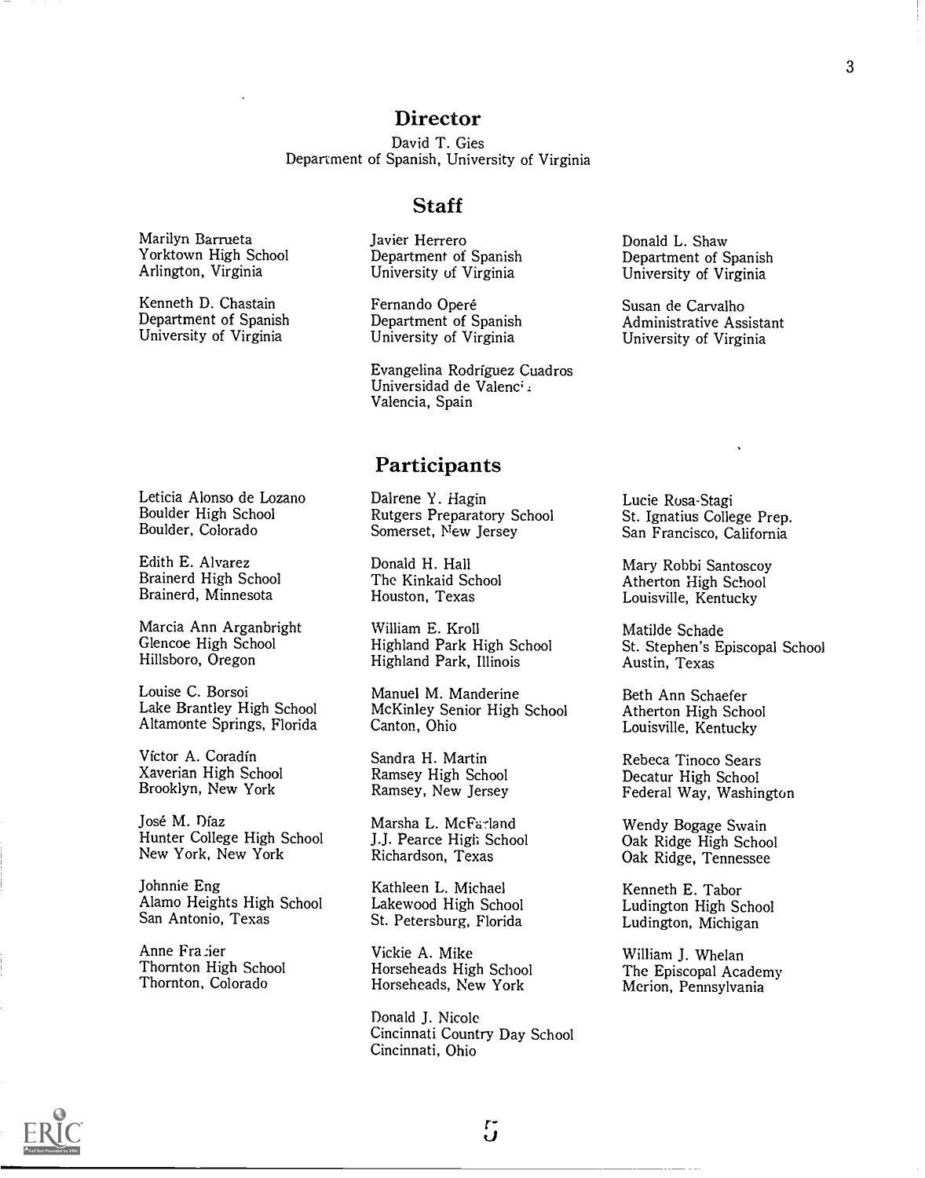## Director

David T. Gies
Department of Spanish, University of Virginia

## Staff

Marilyn Barrueta
Yorktown High School
Arlington, Virginia

Kenneth D. Chastain
Department of Spanish
University of Virginia

Javier Herrero
Department of Spanish
University of Virginia

Fernando Operé
Department of Spanish
University of Virginia

Evangelina Rodríguez Cuadros
Universidad de Valencia
Valencia, Spain

Donald L. Shaw
Department of Spanish
University of Virginia

Susan de Carvalho
Administrative Assistant
University of Virginia

## Participants

Leticia Alonso de Lozano
Boulder High School
Boulder, Colorado

Edith E. Alvarez
Brainerd High School
Brainerd, Minnesota

Marcia Ann Arganbright
Glencoe High School
Hillsboro, Oregon

Louise C. Borsoi
Lake Brantley High School
Altamonte Springs, Florida

Víctor A. Coradín
Xaverian High School
Brooklyn, New York

José M. Díaz
Hunter College High School
New York, New York

Johnnie Eng
Alamo Heights High School
San Antonio, Texas

Anne Frazier
Thornton High School
Thornton, Colorado

Dalrene Y. Hagin
Rutgers Preparatory School
Somerset, New Jersey

Donald H. Hall
The Kinkaid School
Houston, Texas

William E. Kroll
Highland Park High School
Highland Park, Illinois

Manuel M. Manderine
McKinley Senior High School
Canton, Ohio

Sandra H. Martin
Ramsey High School
Ramsey, New Jersey

Marsha L. McFarland
J.J. Pearce High School
Richardson, Texas

Kathleen L. Michael
Lakewood High School
St. Petersburg, Florida

Vickie A. Mike
Horseheads High School
Horseheads, New York

Donald J. Nicole
Cincinnati Country Day School
Cincinnati, Ohio

Lucie Rosa-Stagi
St. Ignatius College Prep.
San Francisco, California

Mary Robbi Santoscoy
Atherton High School
Louisville, Kentucky

Matilde Schade
St. Stephen's Episcopal School
Austin, Texas

Beth Ann Schaefer
Atherton High School
Louisville, Kentucky

Rebeca Tinoco Sears
Decatur High School
Federal Way, Washington

Wendy Bogage Swain
Oak Ridge High School
Oak Ridge, Tennessee

Kenneth E. Tabor
Ludington High School
Ludington, Michigan

William J. Whelan
The Episcopal Academy
Merion, Pennsylvania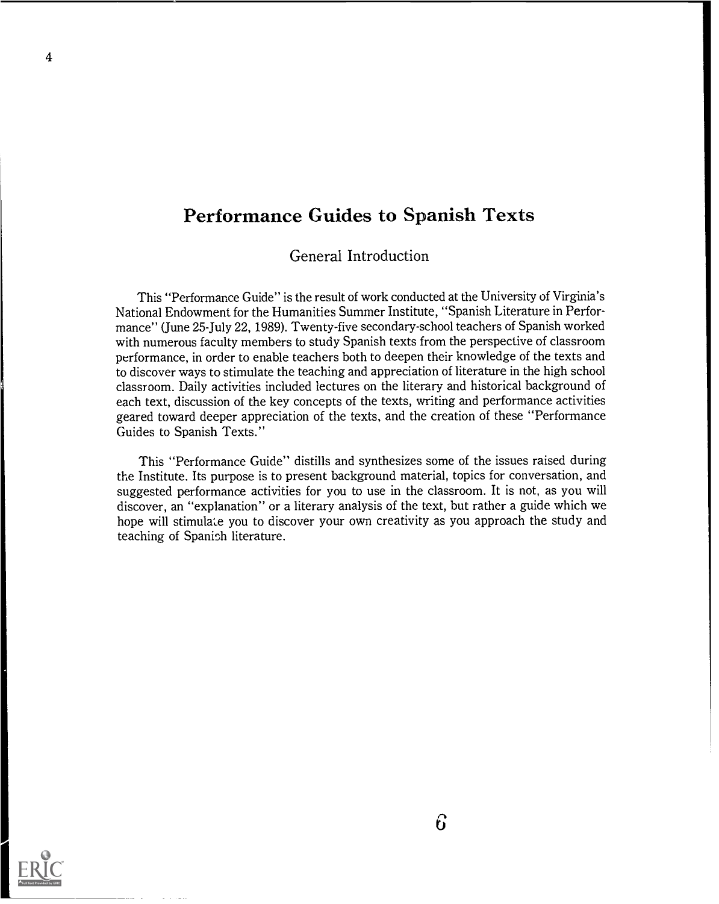# Performance Guides to Spanish Texts

## General Introduction

This "Performance Guide" is the result of work conducted at the University of Virginia's National Endowment for the Humanities Summer Institute, "Spanish Literature in Performance" (June 25-July 22, 1989). Twenty-five secondary-school teachers of Spanish worked with numerous faculty members to study Spanish texts from the perspective of classroom performance, in order to enable teachers both to deepen their knowledge of the texts and to discover ways to stimulate the teaching and appreciation of literature in the high school classroom. Daily activities included lectures on the literary and historical background of each text, discussion of the key concepts of the texts, writing and performance activities geared toward deeper appreciation of the texts, and the creation of these "Performance Guides to Spanish Texts."

This "Performance Guide" distills and synthesizes some of the issues raised during the Institute. Its purpose is to present background material, topics for conversation, and suggested performance activities for you to use in the classroom. It is not, as you will discover, an "explanation" or a literary analysis of the text, but rather a guide which we hope will stimulate you to discover your own creativity as you approach the study and teaching of Spanish literature.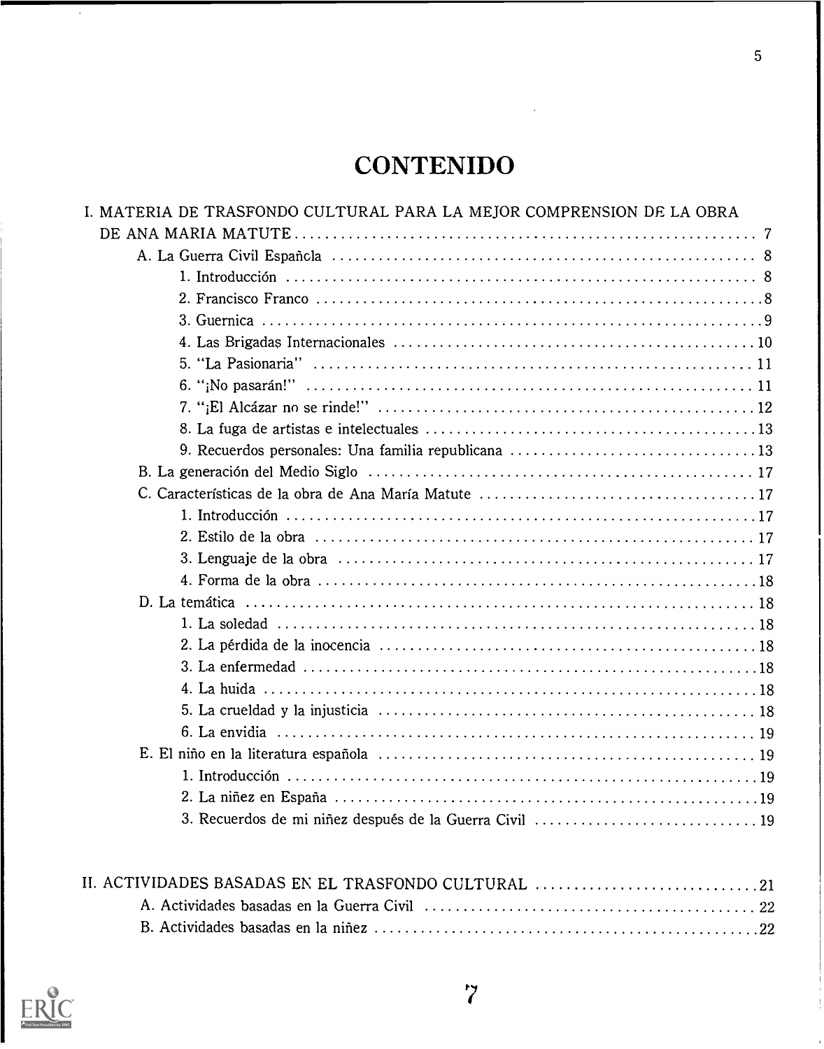# CONTENIDO

I. MATERIA DE TRASFONDO CULTURAL PARA LA MEJOR COMPRENSION DE LA OBRA DE ANA MARIA MATUTE ... 7

- A. La Guerra Civil Española ... 8
  - 1. Introducción ... 8
  - 2. Francisco Franco ... 8
  - 3. Guernica ... 9
  - 4. Las Brigadas Internacionales ... 10
  - 5. "La Pasionaria" ... 11
  - 6. "¡No pasarán!" ... 11
  - 7. "¡El Alcázar no se rinde!" ... 12
  - 8. La fuga de artistas e intelectuales ... 13
  - 9. Recuerdos personales: Una familia republicana ... 13
- B. La generación del Medio Siglo ... 17
- C. Características de la obra de Ana María Matute ... 17
  - 1. Introducción ... 17
  - 2. Estilo de la obra ... 17
  - 3. Lenguaje de la obra ... 17
  - 4. Forma de la obra ... 18
- D. La temática ... 18
  - 1. La soledad ... 18
  - 2. La pérdida de la inocencia ... 18
  - 3. La enfermedad ... 18
  - 4. La huida ... 18
  - 5. La crueldad y la injusticia ... 18
  - 6. La envidia ... 19
- E. El niño en la literatura española ... 19
  - 1. Introducción ... 19
  - 2. La niñez en España ... 19
  - 3. Recuerdos de mi niñez después de la Guerra Civil ... 19

II. ACTIVIDADES BASADAS EN EL TRASFONDO CULTURAL ... 21

- A. Actividades basadas en la Guerra Civil ... 22
- B. Actividades basadas en la niñez ... 22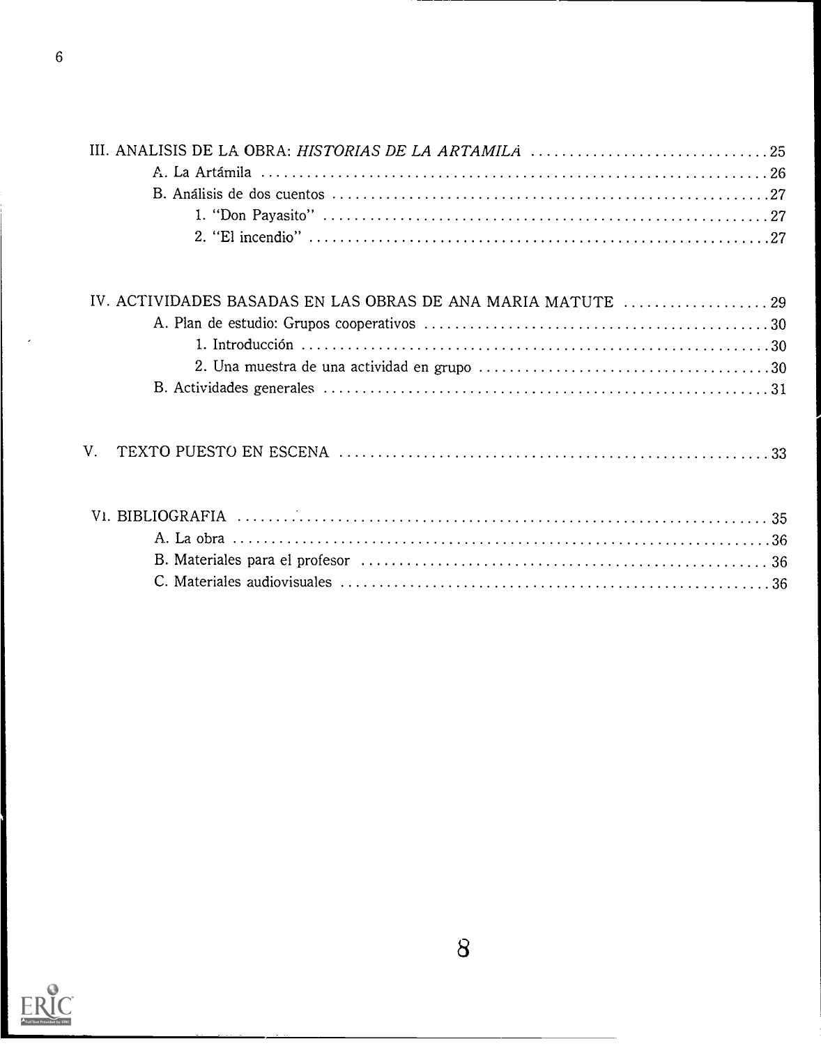III. ANALISIS DE LA OBRA: *HISTORIAS DE LA ARTAMILA* ..................................25

- A. La Artámila ..................................26
- B. Análisis de dos cuentos ..................................27
  1. "Don Payasito" ..................................27
  2. "El incendio" ..................................27

IV. ACTIVIDADES BASADAS EN LAS OBRAS DE ANA MARIA MATUTE ..................................29

- A. Plan de estudio: Grupos cooperativos ..................................30
  1. Introducción ..................................30
  2. Una muestra de una actividad en grupo ..................................30
- B. Actividades generales ..................................31

V. TEXTO PUESTO EN ESCENA ..................................33

VI. BIBLIOGRAFIA ..................................35

- A. La obra ..................................36
- B. Materiales para el profesor ..................................36
- C. Materiales audiovisuales ..................................36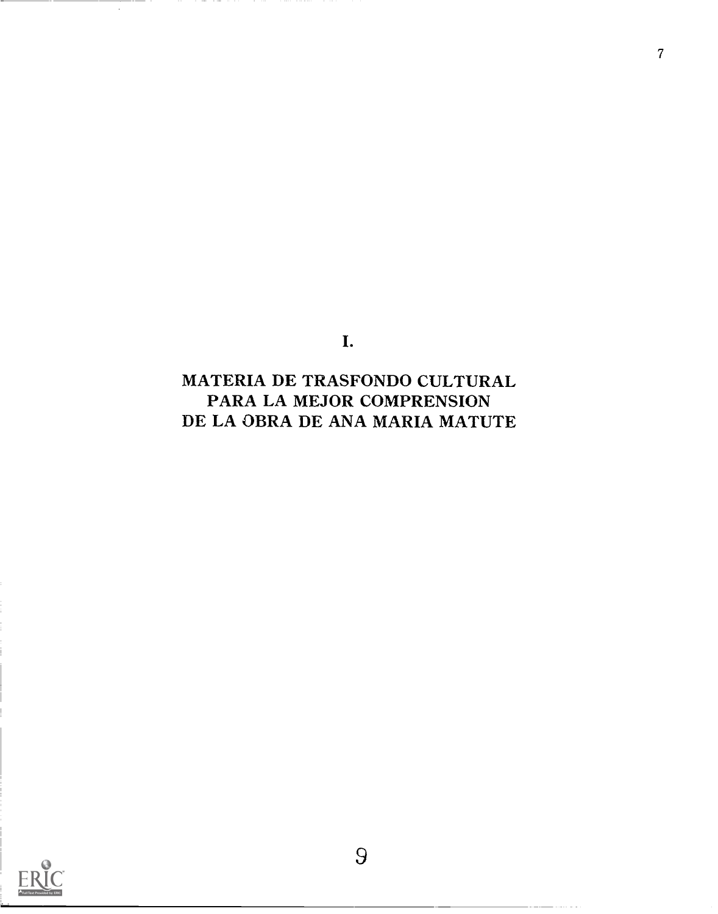# I.

# MATERIA DE TRASFONDO CULTURAL PARA LA MEJOR COMPRENSION DE LA OBRA DE ANA MARIA MATUTE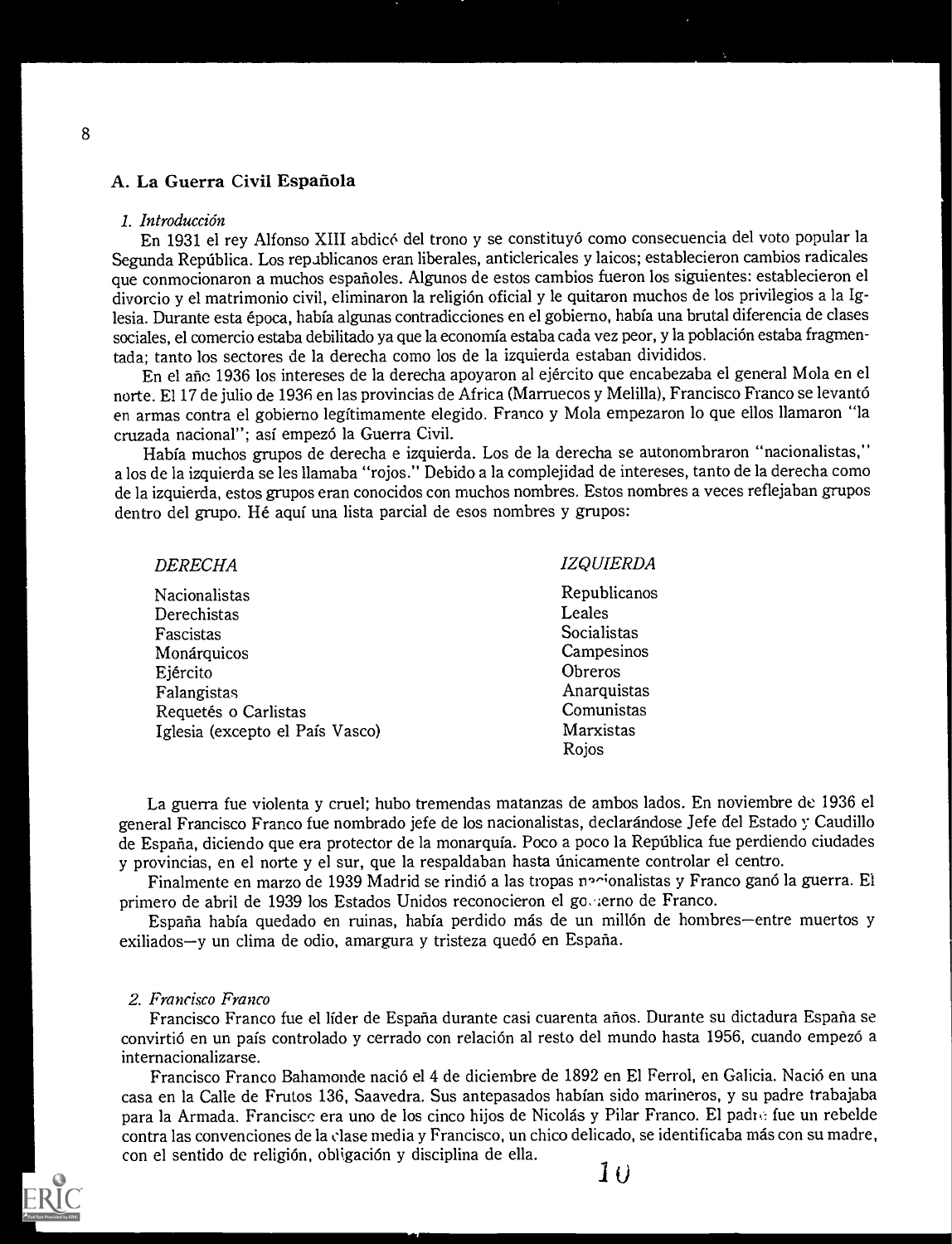## A. La Guerra Civil Española

### *1. Introducción*

En 1931 el rey Alfonso XIII abdicó del trono y se constituyó como consecuencia del voto popular la Segunda República. Los republicanos eran liberales, anticlericales y laicos; establecieron cambios radicales que conmocionaron a muchos españoles. Algunos de estos cambios fueron los siguientes: establecieron el divorcio y el matrimonio civil, eliminaron la religión oficial y le quitaron muchos de los privilegios a la Iglesia. Durante esta época, había algunas contradicciones en el gobierno, había una brutal diferencia de clases sociales, el comercio estaba debilitado ya que la economía estaba cada vez peor, y la población estaba fragmentada; tanto los sectores de la derecha como los de la izquierda estaban divididos.

En el año 1936 los intereses de la derecha apoyaron al ejército que encabezaba el general Mola en el norte. El 17 de julio de 1936 en las provincias de Africa (Marruecos y Melilla), Francisco Franco se levantó en armas contra el gobierno legítimamente elegido. Franco y Mola empezaron lo que ellos llamaron "la cruzada nacional"; así empezó la Guerra Civil.

Había muchos grupos de derecha e izquierda. Los de la derecha se autonombraron "nacionalistas," a los de la izquierda se les llamaba "rojos." Debido a la complejidad de intereses, tanto de la derecha como de la izquierda, estos grupos eran conocidos con muchos nombres. Estos nombres a veces reflejaban grupos dentro del grupo. Hé aquí una lista parcial de esos nombres y grupos:

| *DERECHA* | *IZQUIERDA* |
|---|---|
| Nacionalistas | Republicanos |
| Derechistas | Leales |
| Fascistas | Socialistas |
| Monárquicos | Campesinos |
| Ejército | Obreros |
| Falangistas | Anarquistas |
| Requetés o Carlistas | Comunistas |
| Iglesia (excepto el País Vasco) | Marxistas |
| | Rojos |

La guerra fue violenta y cruel; hubo tremendas matanzas de ambos lados. En noviembre de 1936 el general Francisco Franco fue nombrado jefe de los nacionalistas, declarándose Jefe del Estado y Caudillo de España, diciendo que era protector de la monarquía. Poco a poco la República fue perdiendo ciudades y provincias, en el norte y el sur, que la respaldaban hasta únicamente controlar el centro.

Finalmente en marzo de 1939 Madrid se rindió a las tropas nacionalistas y Franco ganó la guerra. El primero de abril de 1939 los Estados Unidos reconocieron el gobierno de Franco.

España había quedado en ruinas, había perdido más de un millón de hombres—entre muertos y exiliados—y un clima de odio, amargura y tristeza quedó en España.

### *2. Francisco Franco*

Francisco Franco fue el líder de España durante casi cuarenta años. Durante su dictadura España se convirtió en un país controlado y cerrado con relación al resto del mundo hasta 1956, cuando empezó a internacionalizarse.

Francisco Franco Bahamonde nació el 4 de diciembre de 1892 en El Ferrol, en Galicia. Nació en una casa en la Calle de Frutos 136, Saavedra. Sus antepasados habían sido marineros, y su padre trabajaba para la Armada. Francisco era uno de los cinco hijos de Nicolás y Pilar Franco. El padre fue un rebelde contra las convenciones de la clase media y Francisco, un chico delicado, se identificaba más con su madre, con el sentido de religión, obligación y disciplina de ella.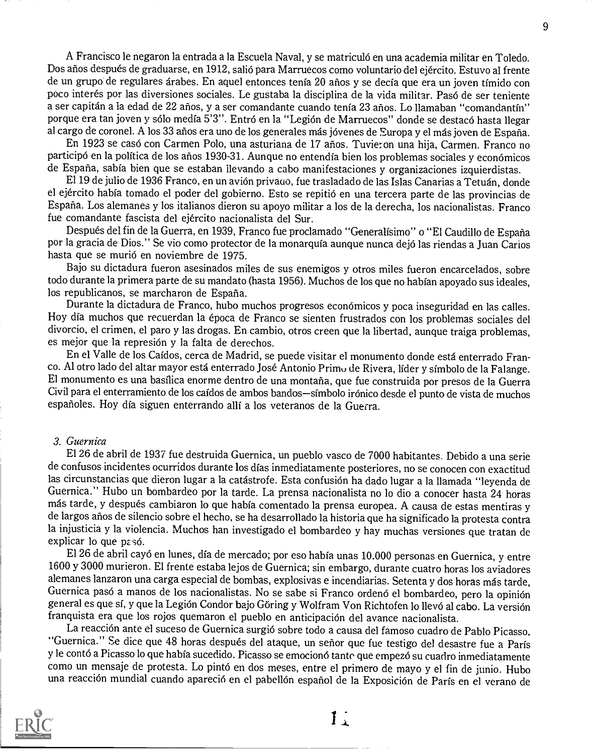A Francisco le negaron la entrada a la Escuela Naval, y se matriculó en una academia militar en Toledo. Dos años después de graduarse, en 1912, salió para Marruecos como voluntario del ejército. Estuvo al frente de un grupo de regulares árabes. En aquel entonces tenía 20 años y se decía que era un joven tímido con poco interés por las diversiones sociales. Le gustaba la disciplina de la vida militar. Pasó de ser teniente a ser capitán a la edad de 22 años, y a ser comandante cuando tenía 23 años. Lo llamaban "comandantín" porque era tan joven y sólo medía 5'3". Entró en la "Legión de Marruecos" donde se destacó hasta llegar al cargo de coronel. A los 33 años era uno de los generales más jóvenes de Europa y el más joven de España.

En 1923 se casó con Carmen Polo, una asturiana de 17 años. Tuvieron una hija, Carmen. Franco no participó en la política de los años 1930-31. Aunque no entendía bien los problemas sociales y económicos de España, sabía bien que se estaban llevando a cabo manifestaciones y organizaciones izquierdistas.

El 19 de julio de 1936 Franco, en un avión privado, fue trasladado de las Islas Canarias a Tetuán, donde el ejército había tomado el poder del gobierno. Esto se repitió en una tercera parte de las provincias de España. Los alemanes y los italianos dieron su apoyo militar a los de la derecha, los nacionalistas. Franco fue comandante fascista del ejército nacionalista del Sur.

Después del fin de la Guerra, en 1939, Franco fue proclamado "Generalísimo" o "El Caudillo de España por la gracia de Dios." Se vio como protector de la monarquía aunque nunca dejó las riendas a Juan Carlos hasta que se murió en noviembre de 1975.

Bajo su dictadura fueron asesinados miles de sus enemigos y otros miles fueron encarcelados, sobre todo durante la primera parte de su mandato (hasta 1956). Muchos de los que no habían apoyado sus ideales, los republicanos, se marcharon de España.

Durante la dictadura de Franco, hubo muchos progresos económicos y poca inseguridad en las calles. Hoy día muchos que recuerdan la época de Franco se sienten frustrados con los problemas sociales del divorcio, el crimen, el paro y las drogas. En cambio, otros creen que la libertad, aunque traiga problemas, es mejor que la represión y la falta de derechos.

En el Valle de los Caídos, cerca de Madrid, se puede visitar el monumento donde está enterrado Franco. Al otro lado del altar mayor está enterrado José Antonio Primo de Rivera, líder y símbolo de la Falange. El monumento es una basílica enorme dentro de una montaña, que fue construida por presos de la Guerra Civil para el enterramiento de los caídos de ambos bandos—símbolo irónico desde el punto de vista de muchos españoles. Hoy día siguen enterrando allí a los veteranos de la Guerra.

### 3. *Guernica*

El 26 de abril de 1937 fue destruida Guernica, un pueblo vasco de 7000 habitantes. Debido a una serie de confusos incidentes ocurridos durante los días inmediatamente posteriores, no se conocen con exactitud las circunstancias que dieron lugar a la catástrofe. Esta confusión ha dado lugar a la llamada "leyenda de Guernica." Hubo un bombardeo por la tarde. La prensa nacionalista no lo dio a conocer hasta 24 horas más tarde, y después cambiaron lo que había comentado la prensa europea. A causa de estas mentiras y de largos años de silencio sobre el hecho, se ha desarrollado la historia que ha significado la protesta contra la injusticia y la violencia. Muchos han investigado el bombardeo y hay muchas versiones que tratan de explicar lo que pasó.

El 26 de abril cayó en lunes, día de mercado; por eso había unas 10.000 personas en Guernica, y entre 1600 y 3000 murieron. El frente estaba lejos de Guernica; sin embargo, durante cuatro horas los aviadores alemanes lanzaron una carga especial de bombas, explosivas e incendiarias. Setenta y dos horas más tarde, Guernica pasó a manos de los nacionalistas. No se sabe si Franco ordenó el bombardeo, pero la opinión general es que sí, y que la Legión Condor bajo Göring y Wolfram Von Richtofen lo llevó al cabo. La versión franquista era que los rojos quemaron el pueblo en anticipación del avance nacionalista.

La reacción ante el suceso de Guernica surgió sobre todo a causa del famoso cuadro de Pablo Picasso, "Guernica." Se dice que 48 horas después del ataque, un señor que fue testigo del desastre fue a París y le contó a Picasso lo que había sucedido. Picasso se emocionó tanto que empezó su cuadro inmediatamente como un mensaje de protesta. Lo pintó en dos meses, entre el primero de mayo y el fin de junio. Hubo una reacción mundial cuando apareció en el pabellón español de la Exposición de París en el verano de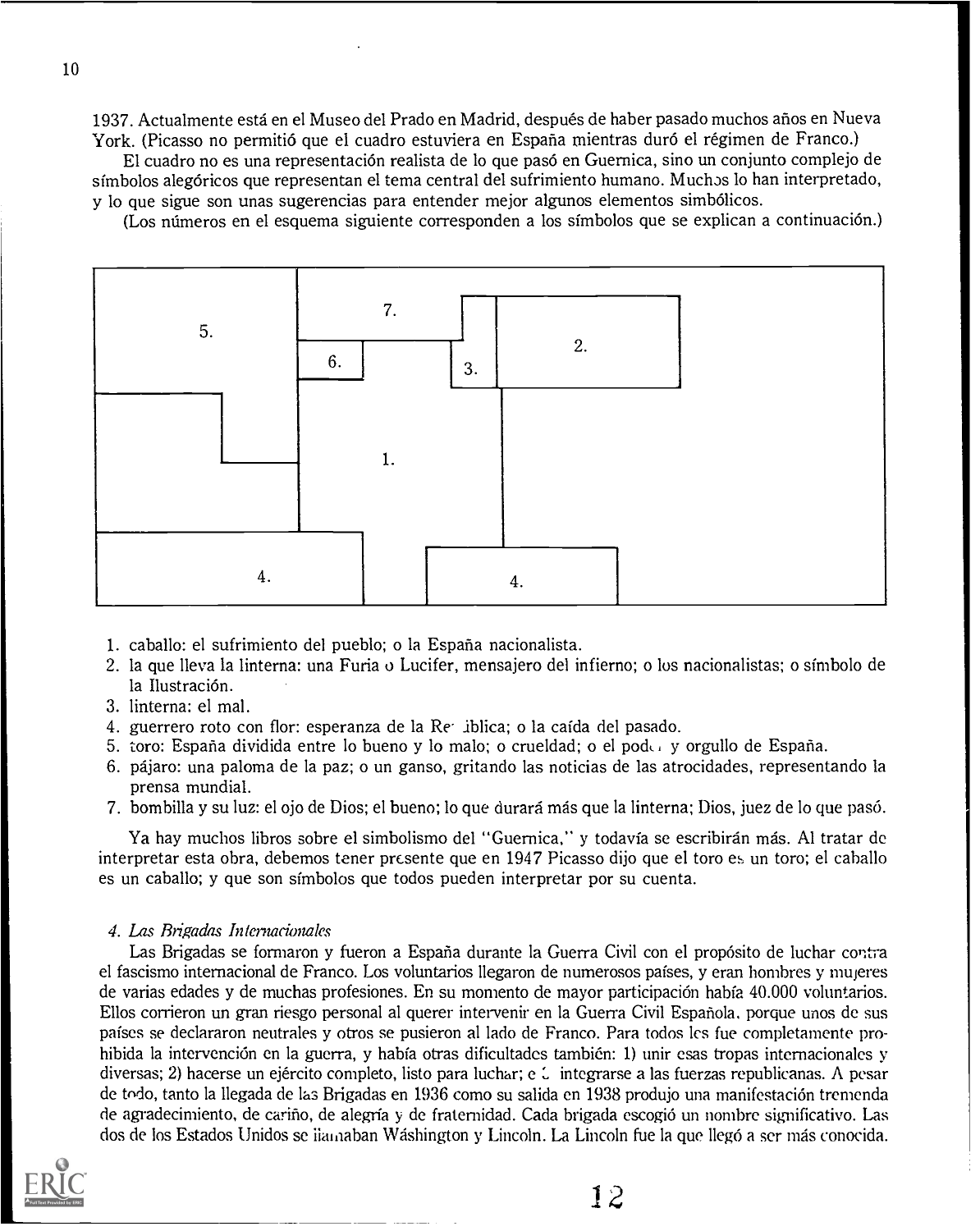1937. Actualmente está en el Museo del Prado en Madrid, después de haber pasado muchos años en Nueva York. (Picasso no permitió que el cuadro estuviera en España mientras duró el régimen de Franco.)

El cuadro no es una representación realista de lo que pasó en Guernica, sino un conjunto complejo de símbolos alegóricos que representan el tema central del sufrimiento humano. Muchos lo han interpretado, y lo que sigue son unas sugerencias para entender mejor algunos elementos simbólicos.

(Los números en el esquema siguiente corresponden a los símbolos que se explican a continuación.)

1. caballo: el sufrimiento del pueblo; o la España nacionalista.
2. la que lleva la linterna: una Furia o Lucifer, mensajero del infierno; o los nacionalistas; o símbolo de la Ilustración.
3. linterna: el mal.
4. guerrero roto con flor: esperanza de la República; o la caída del pasado.
5. toro: España dividida entre lo bueno y lo malo; o crueldad; o el poder y orgullo de España.
6. pájaro: una paloma de la paz; o un ganso, gritando las noticias de las atrocidades, representando la prensa mundial.
7. bombilla y su luz: el ojo de Dios; el bueno; lo que durará más que la linterna; Dios, juez de lo que pasó.

Ya hay muchos libros sobre el simbolismo del "Guernica," y todavía se escribirán más. Al tratar de interpretar esta obra, debemos tener presente que en 1947 Picasso dijo que el toro es un toro; el caballo es un caballo; y que son símbolos que todos pueden interpretar por su cuenta.

*4. Las Brigadas Internacionales*

Las Brigadas se formaron y fueron a España durante la Guerra Civil con el propósito de luchar contra el fascismo internacional de Franco. Los voluntarios llegaron de numerosos países, y eran hombres y mujeres de varias edades y de muchas profesiones. En su momento de mayor participación había 40.000 voluntarios. Ellos corrieron un gran riesgo personal al querer intervenir en la Guerra Civil Española, porque unos de sus países se declararon neutrales y otros se pusieron al lado de Franco. Para todos les fue completamente prohibida la intervención en la guerra, y había otras dificultades también: 1) unir esas tropas internacionales y diversas; 2) hacerse un ejército completo, listo para luchar; e 3) integrarse a las fuerzas republicanas. A pesar de todo, tanto la llegada de las Brigadas en 1936 como su salida en 1938 produjo una manifestación tremenda de agradecimiento, de cariño, de alegría y de fraternidad. Cada brigada escogió un nombre significativo. Las dos de los Estados Unidos se llamaban Wáshington y Lincoln. La Lincoln fue la que llegó a ser más conocida.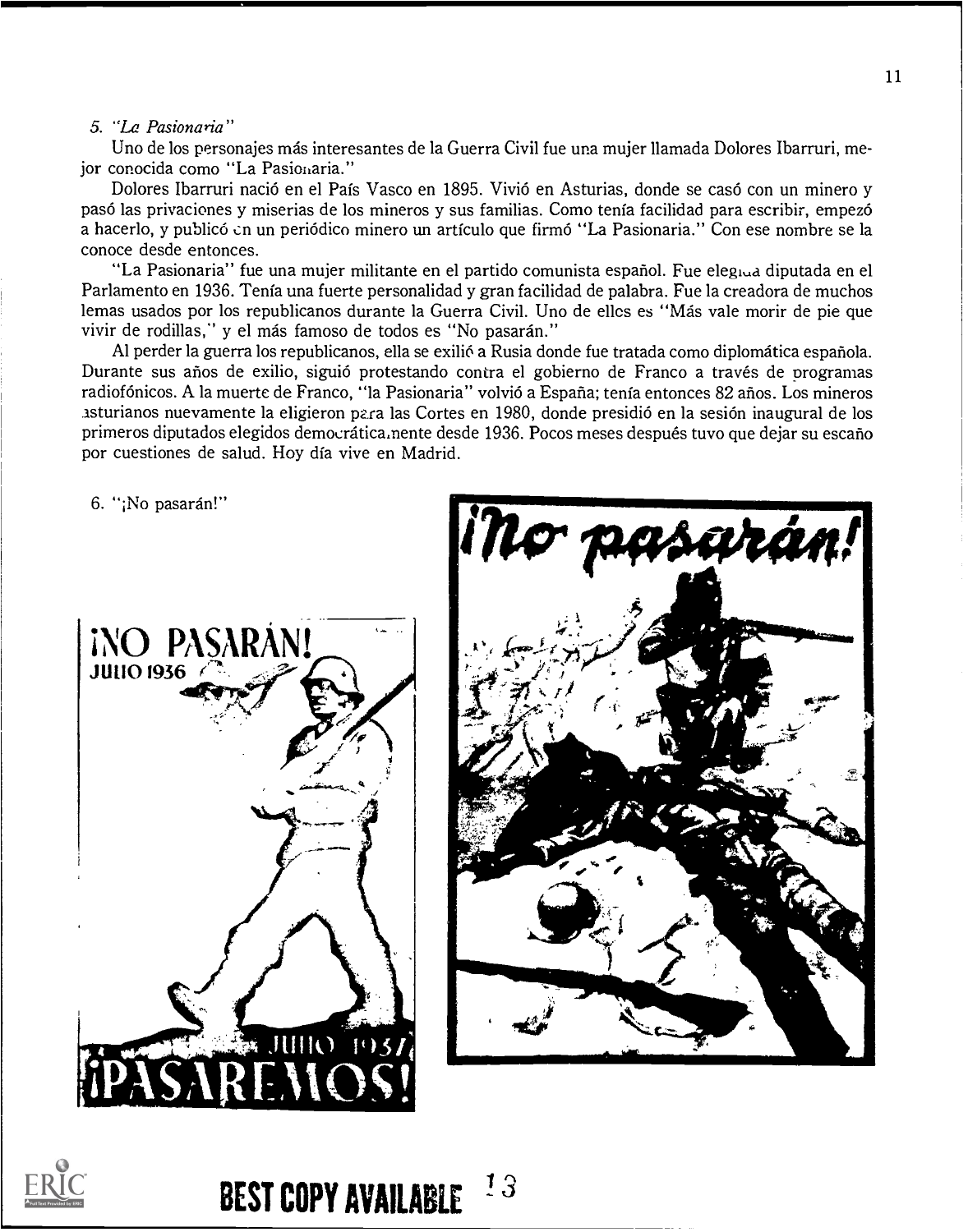5. *"La Pasionaria"*

Uno de los personajes más interesantes de la Guerra Civil fue una mujer llamada Dolores Ibarruri, mejor conocida como "La Pasionaria."

Dolores Ibarruri nació en el País Vasco en 1895. Vivió en Asturias, donde se casó con un minero y pasó las privaciones y miserias de los mineros y sus familias. Como tenía facilidad para escribir, empezó a hacerlo, y publicó en un periódico minero un artículo que firmó "La Pasionaria." Con ese nombre se la conoce desde entonces.

"La Pasionaria" fue una mujer militante en el partido comunista español. Fue elegida diputada en el Parlamento en 1936. Tenía una fuerte personalidad y gran facilidad de palabra. Fue la creadora de muchos lemas usados por los republicanos durante la Guerra Civil. Uno de ellos es "Más vale morir de pie que vivir de rodillas," y el más famoso de todos es "No pasarán."

Al perder la guerra los republicanos, ella se exilió a Rusia donde fue tratada como diplomática española. Durante sus años de exilio, siguió protestando contra el gobierno de Franco a través de programas radiofónicos. A la muerte de Franco, "la Pasionaria" volvió a España; tenía entonces 82 años. Los mineros asturianos nuevamente la eligieron para las Cortes en 1980, donde presidió en la sesión inaugural de los primeros diputados elegidos democráticamente desde 1936. Pocos meses después tuvo que dejar su escaño por cuestiones de salud. Hoy día vive en Madrid.

6. "¡No pasarán!"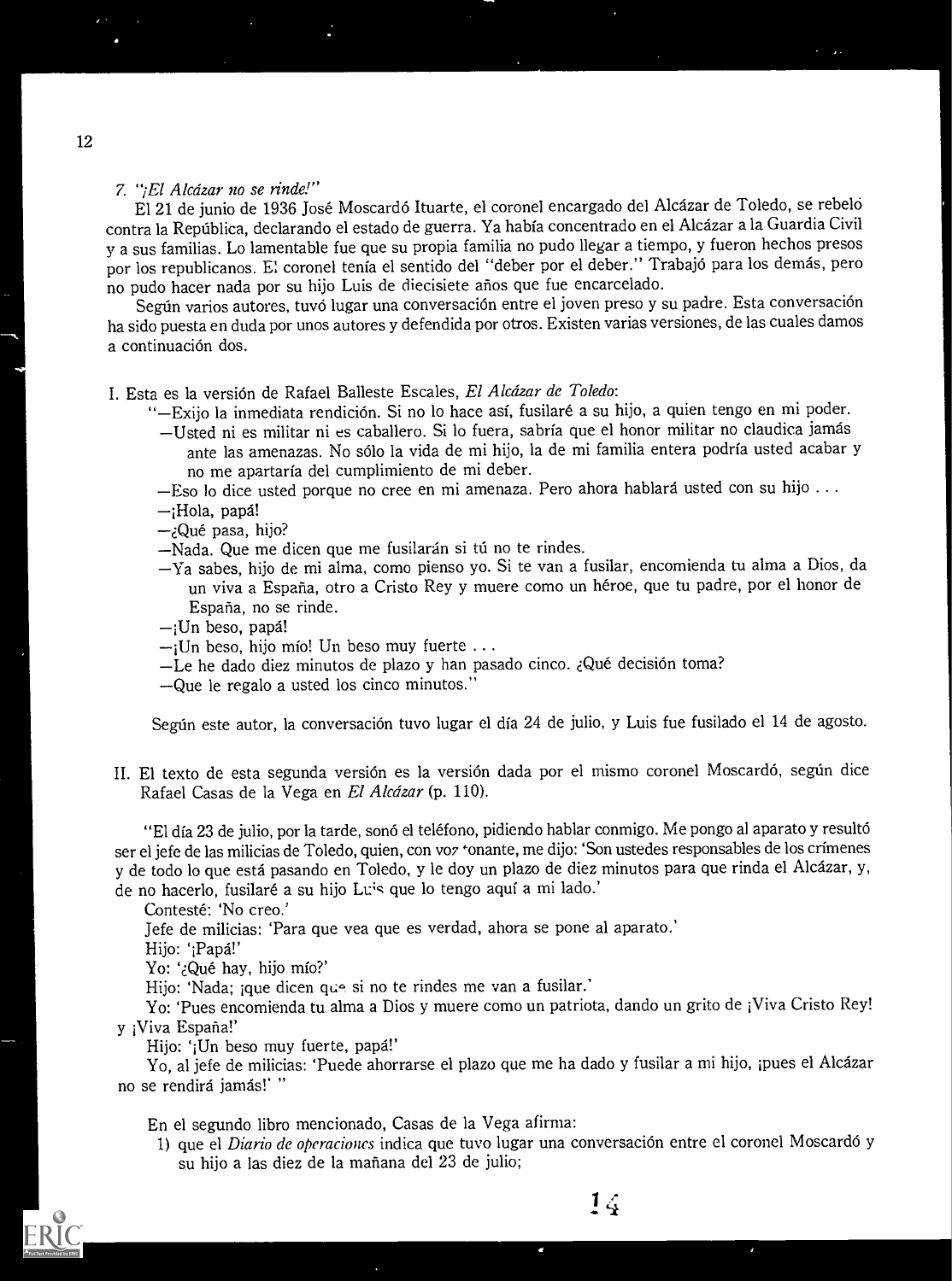### 7. "¡El Alcázar no se rinde!"

El 21 de junio de 1936 José Moscardó Ituarte, el coronel encargado del Alcázar de Toledo, se rebeló contra la República, declarando el estado de guerra. Ya había concentrado en el Alcázar a la Guardia Civil y a sus familias. Lo lamentable fue que su propia familia no pudo llegar a tiempo, y fueron hechos presos por los republicanos. El coronel tenía el sentido del "deber por el deber." Trabajó para los demás, pero no pudo hacer nada por su hijo Luis de diecisiete años que fue encarcelado.

Según varios autores, tuvó lugar una conversación entre el joven preso y su padre. Esta conversación ha sido puesta en duda por unos autores y defendida por otros. Existen varias versiones, de las cuales damos a continuación dos.

I. Esta es la versión de Rafael Balleste Escales, *El Alcázar de Toledo*:

"—Exijo la inmediata rendición. Si no lo hace así, fusilaré a su hijo, a quien tengo en mi poder.
—Usted ni es militar ni es caballero. Si lo fuera, sabría que el honor militar no claudica jamás ante las amenazas. No sólo la vida de mi hijo, la de mi familia entera podría usted acabar y no me apartaría del cumplimiento de mi deber.
—Eso lo dice usted porque no cree en mi amenaza. Pero ahora hablará usted con su hijo . . .
—¡Hola, papá!
—¿Qué pasa, hijo?
—Nada. Que me dicen que me fusilarán si tú no te rindes.
—Ya sabes, hijo de mi alma, como pienso yo. Si te van a fusilar, encomienda tu alma a Dios, da un viva a España, otro a Cristo Rey y muere como un héroe, que tu padre, por el honor de España, no se rinde.
—¡Un beso, papá!
—¡Un beso, hijo mío! Un beso muy fuerte . . .
—Le he dado diez minutos de plazo y han pasado cinco. ¿Qué decisión toma?
—Que le regalo a usted los cinco minutos."

Según este autor, la conversación tuvo lugar el día 24 de julio, y Luis fue fusilado el 14 de agosto.

II. El texto de esta segunda versión es la versión dada por el mismo coronel Moscardó, según dice Rafael Casas de la Vega en *El Alcázar* (p. 110).

"El día 23 de julio, por la tarde, sonó el teléfono, pidiendo hablar conmigo. Me pongo al aparato y resultó ser el jefe de las milicias de Toledo, quien, con voz tonante, me dijo: 'Son ustedes responsables de los crímenes y de todo lo que está pasando en Toledo, y le doy un plazo de diez minutos para que rinda el Alcázar, y, de no hacerlo, fusilaré a su hijo Luis que lo tengo aquí a mi lado.'

Contesté: 'No creo.'

Jefe de milicias: 'Para que vea que es verdad, ahora se pone al aparato.'

Hijo: '¡Papá!'

Yo: '¿Qué hay, hijo mío?'

Hijo: 'Nada; ¡que dicen que si no te rindes me van a fusilar.'

Yo: 'Pues encomienda tu alma a Dios y muere como un patriota, dando un grito de ¡Viva Cristo Rey! y ¡Viva España!'

Hijo: '¡Un beso muy fuerte, papá!'

Yo, al jefe de milicias: 'Puede ahorrarse el plazo que me ha dado y fusilar a mi hijo, ¡pues el Alcázar no se rendirá jamás!' "

En el segundo libro mencionado, Casas de la Vega afirma:

1) que el *Diario de operaciones* indica que tuvo lugar una conversación entre el coronel Moscardó y su hijo a las diez de la mañana del 23 de julio;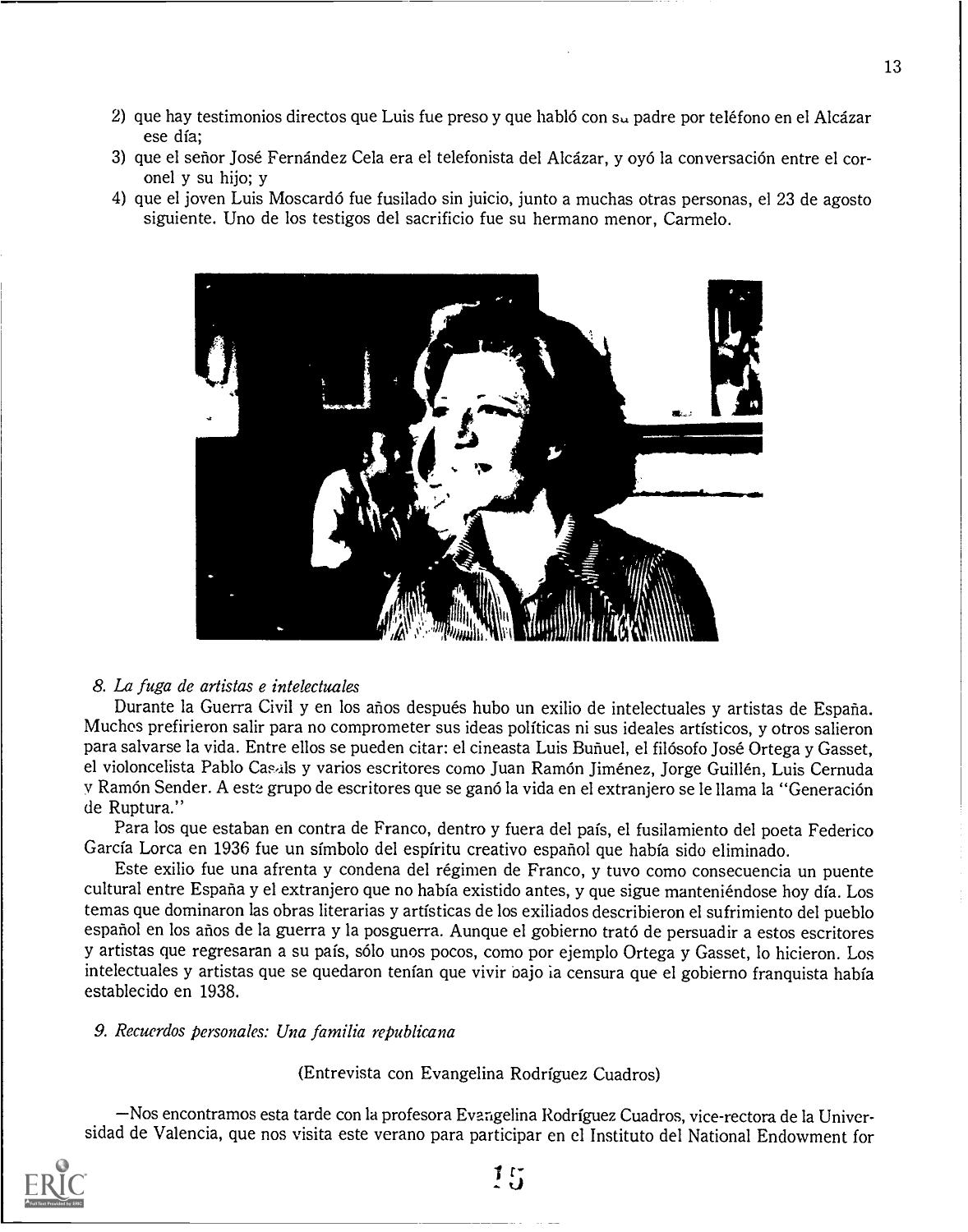2) que hay testimonios directos que Luis fue preso y que habló con su padre por teléfono en el Alcázar ese día;
3) que el señor José Fernández Cela era el telefonista del Alcázar, y oyó la conversación entre el coronel y su hijo; y
4) que el joven Luis Moscardó fue fusilado sin juicio, junto a muchas otras personas, el 23 de agosto siguiente. Uno de los testigos del sacrificio fue su hermano menor, Carmelo.

*8. La fuga de artistas e intelectuales*

Durante la Guerra Civil y en los años después hubo un exilio de intelectuales y artistas de España. Muchos prefirieron salir para no comprometer sus ideas políticas ni sus ideales artísticos, y otros salieron para salvarse la vida. Entre ellos se pueden citar: el cineasta Luis Buñuel, el filósofo José Ortega y Gasset, el violoncelista Pablo Casals y varios escritores como Juan Ramón Jiménez, Jorge Guillén, Luis Cernuda y Ramón Sender. A este grupo de escritores que se ganó la vida en el extranjero se le llama la "Generación de Ruptura."

Para los que estaban en contra de Franco, dentro y fuera del país, el fusilamiento del poeta Federico García Lorca en 1936 fue un símbolo del espíritu creativo español que había sido eliminado.

Este exilio fue una afrenta y condena del régimen de Franco, y tuvo como consecuencia un puente cultural entre España y el extranjero que no había existido antes, y que sigue manteniéndose hoy día. Los temas que dominaron las obras literarias y artísticas de los exiliados describieron el sufrimiento del pueblo español en los años de la guerra y la posguerra. Aunque el gobierno trató de persuadir a estos escritores y artistas que regresaran a su país, sólo unos pocos, como por ejemplo Ortega y Gasset, lo hicieron. Los intelectuales y artistas que se quedaron tenían que vivir bajo la censura que el gobierno franquista había establecido en 1938.

*9. Recuerdos personales: Una familia republicana*

(Entrevista con Evangelina Rodríguez Cuadros)

—Nos encontramos esta tarde con la profesora Evangelina Rodríguez Cuadros, vice-rectora de la Universidad de Valencia, que nos visita este verano para participar en el Instituto del National Endowment for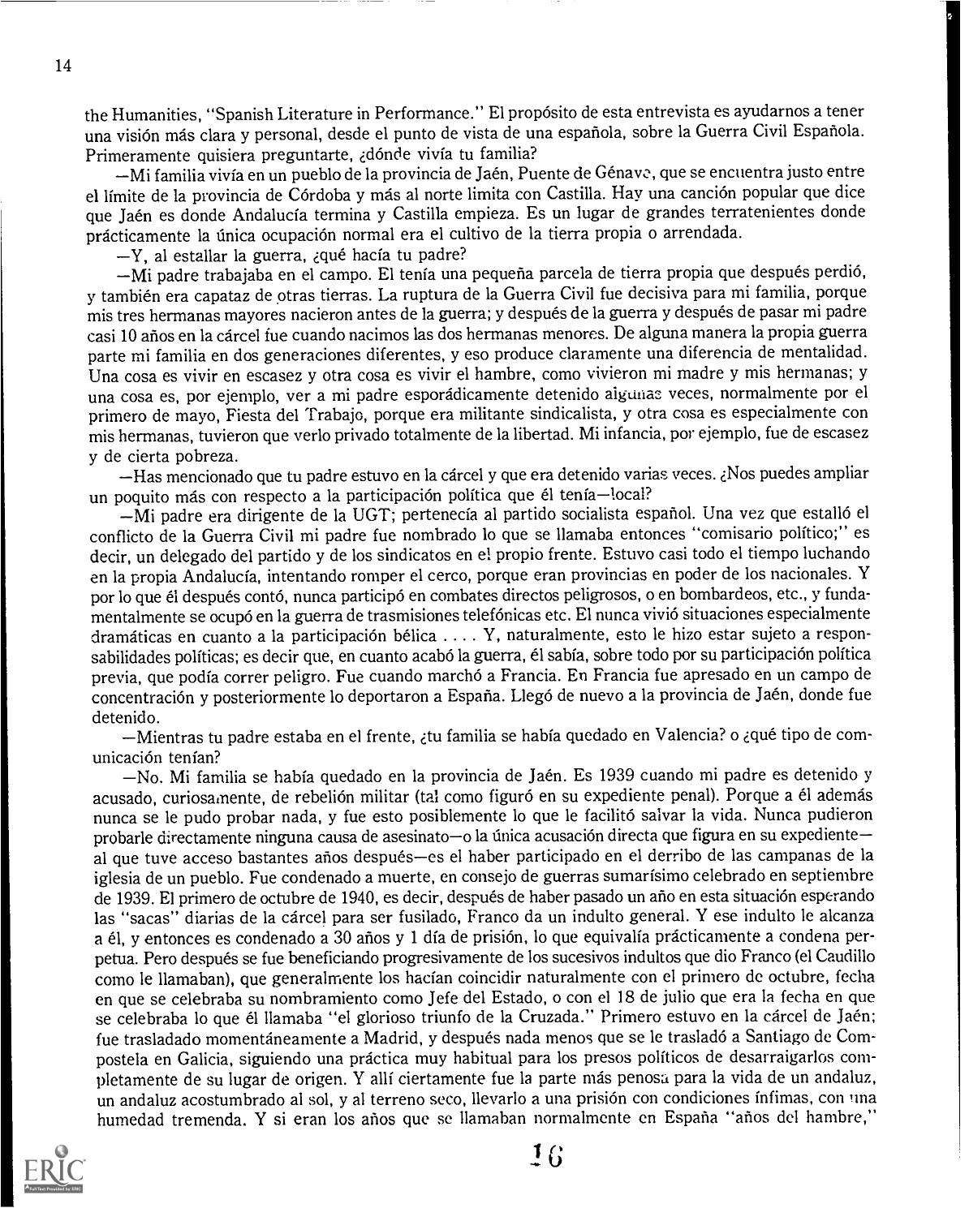the Humanities, "Spanish Literature in Performance." El propósito de esta entrevista es ayudarnos a tener una visión más clara y personal, desde el punto de vista de una española, sobre la Guerra Civil Española. Primeramente quisiera preguntarte, ¿dónde vivía tu familia?

—Mi familia vivía en un pueblo de la provincia de Jaén, Puente de Génave, que se encuentra justo entre el límite de la provincia de Córdoba y más al norte limita con Castilla. Hay una canción popular que dice que Jaén es donde Andalucía termina y Castilla empieza. Es un lugar de grandes terratenientes donde prácticamente la única ocupación normal era el cultivo de la tierra propia o arrendada.

—Y, al estallar la guerra, ¿qué hacía tu padre?

—Mi padre trabajaba en el campo. El tenía una pequeña parcela de tierra propia que después perdió, y también era capataz de otras tierras. La ruptura de la Guerra Civil fue decisiva para mi familia, porque mis tres hermanas mayores nacieron antes de la guerra; y después de la guerra y después de pasar mi padre casi 10 años en la cárcel fue cuando nacimos las dos hermanas menores. De alguna manera la propia guerra parte mi familia en dos generaciones diferentes, y eso produce claramente una diferencia de mentalidad. Una cosa es vivir en escasez y otra cosa es vivir el hambre, como vivieron mi madre y mis hermanas; y una cosa es, por ejemplo, ver a mi padre esporádicamente detenido algunas veces, normalmente por el primero de mayo, Fiesta del Trabajo, porque era militante sindicalista, y otra cosa es especialmente con mis hermanas, tuvieron que verlo privado totalmente de la libertad. Mi infancia, por ejemplo, fue de escasez y de cierta pobreza.

—Has mencionado que tu padre estuvo en la cárcel y que era detenido varias veces. ¿Nos puedes ampliar un poquito más con respecto a la participación política que él tenía—local?

—Mi padre era dirigente de la UGT; pertenecía al partido socialista español. Una vez que estalló el conflicto de la Guerra Civil mi padre fue nombrado lo que se llamaba entonces "comisario político;" es decir, un delegado del partido y de los sindicatos en el propio frente. Estuvo casi todo el tiempo luchando en la propia Andalucía, intentando romper el cerco, porque eran provincias en poder de los nacionales. Y por lo que él después contó, nunca participó en combates directos peligrosos, o en bombardeos, etc., y fundamentalmente se ocupó en la guerra de trasmisiones telefónicas etc. El nunca vivió situaciones especialmente dramáticas en cuanto a la participación bélica . . . . Y, naturalmente, esto le hizo estar sujeto a responsabilidades políticas; es decir que, en cuanto acabó la guerra, él sabía, sobre todo por su participación política previa, que podía correr peligro. Fue cuando marchó a Francia. En Francia fue apresado en un campo de concentración y posteriormente lo deportaron a España. Llegó de nuevo a la provincia de Jaén, donde fue detenido.

—Mientras tu padre estaba en el frente, ¿tu familia se había quedado en Valencia? o ¿qué tipo de comunicación tenían?

—No. Mi familia se había quedado en la provincia de Jaén. Es 1939 cuando mi padre es detenido y acusado, curiosamente, de rebelión militar (tal como figuró en su expediente penal). Porque a él además nunca se le pudo probar nada, y fue esto posiblemente lo que le facilitó salvar la vida. Nunca pudieron probarle directamente ninguna causa de asesinato—o la única acusación directa que figura en su expediente—al que tuve acceso bastantes años después—es el haber participado en el derribo de las campanas de la iglesia de un pueblo. Fue condenado a muerte, en consejo de guerras sumarísimo celebrado en septiembre de 1939. El primero de octubre de 1940, es decir, después de haber pasado un año en esta situación esperando las "sacas" diarias de la cárcel para ser fusilado, Franco da un indulto general. Y ese indulto le alcanza a él, y entonces es condenado a 30 años y 1 día de prisión, lo que equivalía prácticamente a condena perpetua. Pero después se fue beneficiando progresivamente de los sucesivos indultos que dio Franco (el Caudillo como le llamaban), que generalmente los hacían coincidir naturalmente con el primero de octubre, fecha en que se celebraba su nombramiento como Jefe del Estado, o con el 18 de julio que era la fecha en que se celebraba lo que él llamaba "el glorioso triunfo de la Cruzada." Primero estuvo en la cárcel de Jaén; fue trasladado momentáneamente a Madrid, y después nada menos que se le trasladó a Santiago de Compostela en Galicia, siguiendo una práctica muy habitual para los presos políticos de desarraigarlos completamente de su lugar de origen. Y allí ciertamente fue la parte más penosa para la vida de un andaluz, un andaluz acostumbrado al sol, y al terreno seco, llevarlo a una prisión con condiciones ínfimas, con una humedad tremenda. Y si eran los años que se llamaban normalmente en España "años del hambre,"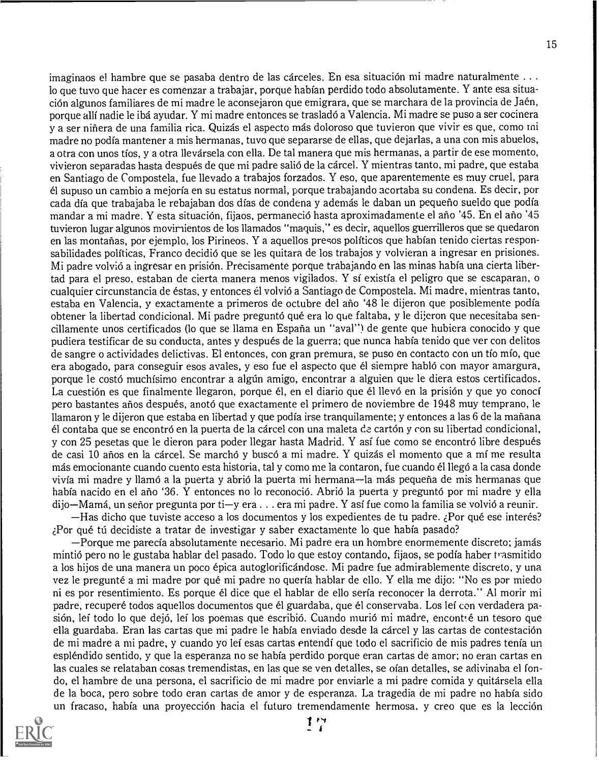imaginaos el hambre que se pasaba dentro de las cárceles. En esa situación mi madre naturalmente . . . lo que tuvo que hacer es comenzar a trabajar, porque habían perdido todo absolutamente. Y ante esa situación algunos familiares de mi madre le aconsejaron que emigrara, que se marchara de la provincia de Jaén, porque allí nadie le ibá ayudar. Y mi madre entonces se trasladó a Valencia. Mi madre se puso a ser cocinera y a ser niñera de una familia rica. Quizás el aspecto más doloroso que tuvieron que vivir es que, como mi madre no podía mantener a mis hermanas, tuvo que separarse de ellas, que dejarlas, a una con mis abuelos, a otra con unos tíos, y a otra llevársela con ella. De tal manera que mis hermanas, a partir de ese momento, vivieron separadas hasta después de que mi padre salió de la cárcel. Y mientras tanto, mi padre, que estaba en Santiago de Compostela, fue llevado a trabajos forzados. Y eso, que aparentemente es muy cruel, para él supuso un cambio a mejoría en su estatus normal, porque trabajando acortaba su condena. Es decir, por cada día que trabajaba le rebajaban dos días de condena y además le daban un pequeño sueldo que podía mandar a mi madre. Y esta situación, fijaos, permaneció hasta aproximadamente el año '45. En el año '45 tuvieron lugar algunos movimientos de los llamados "maquis," es decir, aquellos guerrilleros que se quedaron en las montañas, por ejemplo, los Pirineos. Y a aquellos presos políticos que habían tenido ciertas responsabilidades políticas, Franco decidió que se les quitara de los trabajos y volvieran a ingresar en prisiones. Mi padre volvió a ingresar en prisión. Precisamente porque trabajando en las minas había una cierta libertad para el preso, estaban de cierta manera menos vigilados. Y sí existía el peligro que se escaparan, o cualquier circunstancia de éstas, y entonces él volvió a Santiago de Compostela. Mi madre, mientras tanto, estaba en Valencia, y exactamente a primeros de octubre del año '48 le dijeron que posiblemente podía obtener la libertad condicional. Mi padre preguntó qué era lo que faltaba, y le dijeron que necesitaba sencillamente unos certificados (lo que se llama en España un "aval") de gente que hubiera conocido y que pudiera testificar de su conducta, antes y después de la guerra; que nunca había tenido que ver con delitos de sangre o actividades delictivas. El entonces, con gran premura, se puso en contacto con un tío mío, que era abogado, para conseguir esos avales, y eso fue el aspecto que él siempre habló con mayor amargura, porque le costó muchísimo encontrar a algún amigo, encontrar a alguien que le diera estos certificados. La cuestión es que finalmente llegaron, porque él, en el diario que él llevó en la prisión y que yo conocí pero bastantes años después, anotó que exactamente el primero de noviembre de 1948 muy temprano, le llamaron y le dijeron que estaba en libertad y que podía irse tranquilamente; y entonces a las 6 de la mañana él contaba que se encontró en la puerta de la cárcel con una maleta de cartón y con su libertad condicional, y con 25 pesetas que le dieron para poder llegar hasta Madrid. Y así fue como se encontró libre después de casi 10 años en la cárcel. Se marchó y buscó a mi madre. Y quizás el momento que a mí me resulta más emocionante cuando cuento esta historia, tal y como me la contaron, fue cuando él llegó a la casa donde vivía mi madre y llamó a la puerta y abrió la puerta mi hermana—la más pequeña de mis hermanas que había nacido en el año '36. Y entonces no lo reconoció. Abrió la puerta y preguntó por mi madre y ella dijo—Mamá, un señor pregunta por ti—y era . . . era mi padre. Y así fue como la familia se volvió a reunir.

—Has dicho que tuviste acceso a los documentos y los expedientes de tu padre. ¿Por qué ese interés? ¿Por qué tú decidiste a tratar de investigar y saber exactamente lo que había pasado?

—Porque me parecía absolutamente necesario. Mi padre era un hombre enormemente discreto; jamás mintió pero no le gustaba hablar del pasado. Todo lo que estoy contando, fijaos, se podía haber trasmitido a los hijos de una manera un poco épica autoglorificándose. Mi padre fue admirablemente discreto, y una vez le pregunté a mi madre por qué mi padre no quería hablar de ello. Y ella me dijo: "No es por miedo ni es por resentimiento. Es porque él dice que el hablar de ello sería reconocer la derrota." Al morir mi padre, recuperé todos aquellos documentos que él guardaba, que él conservaba. Los leí con verdadera pasión, leí todo lo que dejó, leí los poemas que escribió. Cuando murió mi madre, encontré un tesoro que ella guardaba. Eran las cartas que mi padre le había enviado desde la cárcel y las cartas de contestación de mi madre a mi padre, y cuando yo leí esas cartas entendí que todo el sacrificio de mis padres tenía un espléndido sentido, y que la esperanza no se había perdido porque eran cartas de amor; no eran cartas en las cuales se relataban cosas tremendistas, en las que se ven detalles, se oían detalles, se adivinaba el fondo, el hambre de una persona, el sacrificio de mi madre por enviarle a mi padre comida y quitársela ella de la boca, pero sobre todo eran cartas de amor y de esperanza. La tragedia de mi padre no había sido un fracaso, había una proyección hacia el futuro tremendamente hermosa, y creo que es la lección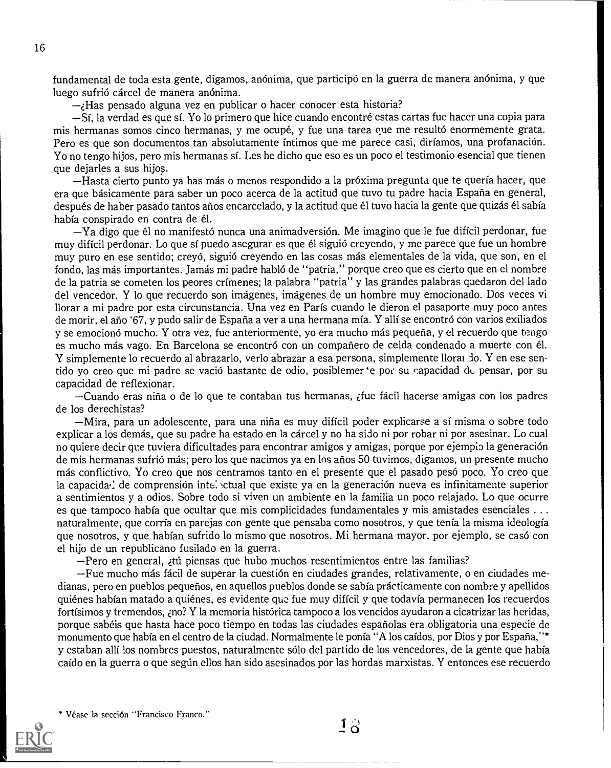fundamental de toda esta gente, digamos, anónima, que participó en la guerra de manera anónima, y que luego sufrió cárcel de manera anónima.

—¿Has pensado alguna vez en publicar o hacer conocer esta historia?

—Sí, la verdad es que sí. Yo lo primero que hice cuando encontré estas cartas fue hacer una copia para mis hermanas somos cinco hermanas, y me ocupé, y fue una tarea que me resultó enormemente grata. Pero es que son documentos tan absolutamente íntimos que me parece casi, diríamos, una profanación. Yo no tengo hijos, pero mis hermanas sí. Les he dicho que eso es un poco el testimonio esencial que tienen que dejarles a sus hijos.

—Hasta cierto punto ya has más o menos respondido a la próxima pregunta que te quería hacer, que era que básicamente para saber un poco acerca de la actitud que tuvo tu padre hacia España en general, después de haber pasado tantos años encarcelado, y la actitud que él tuvo hacia la gente que quizás él sabía había conspirado en contra de él.

—Ya digo que él no manifestó nunca una animadversión. Me imagino que le fue difícil perdonar, fue muy difícil perdonar. Lo que sí puedo asegurar es que él siguió creyendo, y me parece que fue un hombre muy puro en ese sentido; creyó, siguió creyendo en las cosas más elementales de la vida, que son, en el fondo, las más importantes. Jamás mi padre habló de "patria," porque creo que es cierto que en el nombre de la patria se cometen los peores crímenes; la palabra "patria" y las grandes palabras quedaron del lado del vencedor. Y lo que recuerdo son imágenes, imágenes de un hombre muy emocionado. Dos veces vi llorar a mi padre por esta circunstancia. Una vez en París cuando le dieron el pasaporte muy poco antes de morir, el año '67, y pudo salir de España a ver a una hermana mía. Y allí se encontró con varios exiliados y se emocionó mucho. Y otra vez, fue anteriormente, yo era mucho más pequeña, y el recuerdo que tengo es mucho más vago. En Barcelona se encontró con un compañero de celda condenado a muerte con él. Y simplemente lo recuerdo al abrazarlo, verlo abrazar a esa persona, simplemente llorando. Y en ese sentido yo creo que mi padre se vació bastante de odio, posiblemente por su capacidad de pensar, por su capacidad de reflexionar.

—Cuando eras niña o de lo que te contaban tus hermanas, ¿fue fácil hacerse amigas con los padres de los derechistas?

—Mira, para un adolescente, para una niña es muy difícil poder explicarse a sí misma o sobre todo explicar a los demás, que su padre ha estado en la cárcel y no ha sido ni por robar ni por asesinar. Lo cual no quiere decir que tuviera dificultades para encontrar amigos y amigas, porque por ejemplo la generación de mis hermanas sufrió más; pero los que nacimos ya en los años 50 tuvimos, digamos, un presente mucho más conflictivo. Yo creo que nos centramos tanto en el presente que el pasado pesó poco. Yo creo que la capacidad de comprensión intelectual que existe ya en la generación nueva es infinitamente superior a sentimientos y a odios. Sobre todo si viven un ambiente en la familia un poco relajado. Lo que ocurre es que tampoco había que ocultar que mis complicidades fundamentales y mis amistades esenciales . . . naturalmente, que corría en parejas con gente que pensaba como nosotros, y que tenía la misma ideología que nosotros, y que habían sufrido lo mismo que nosotros. Mi hermana mayor, por ejemplo, se casó con el hijo de un republicano fusilado en la guerra.

—Pero en general, ¿tú piensas que hubo muchos resentimientos entre las familias?

—Fue mucho más fácil de superar la cuestión en ciudades grandes, relativamente, o en ciudades medianas, pero en pueblos pequeños, en aquellos pueblos donde se sabía prácticamente con nombre y apellidos quiénes habían matado a quiénes, es evidente que fue muy difícil y que todavía permanecen los recuerdos fortísimos y tremendos, ¿no? Y la memoria histórica tampoco a los vencidos ayudaron a cicatrizar las heridas, porque sabéis que hasta hace poco tiempo en todas las ciudades españolas era obligatoria una especie de monumento que había en el centro de la ciudad. Normalmente le ponía "A los caídos, por Dios y por España,"* y estaban allí los nombres puestos, naturalmente sólo del partido de los vencedores, de la gente que había caído en la guerra o que según ellos han sido asesinados por las hordas marxistas. Y entonces ese recuerdo

* Véase la sección "Francisco Franco."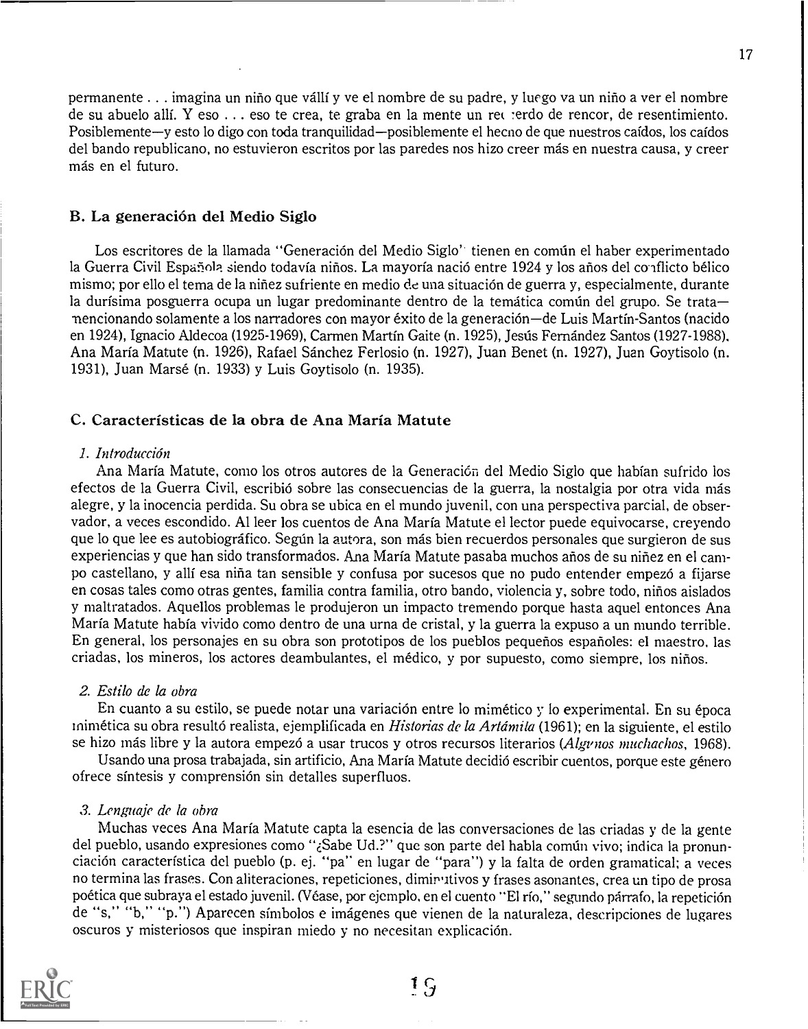permanente . . . imagina un niño que vállí y ve el nombre de su padre, y luego va un niño a ver el nombre de su abuelo allí. Y eso . . . eso te crea, te graba en la mente un recuerdo de rencor, de resentimiento. Posiblemente—y esto lo digo con toda tranquilidad—posiblemente el hecho de que nuestros caídos, los caídos del bando republicano, no estuvieron escritos por las paredes nos hizo creer más en nuestra causa, y creer más en el futuro.

## B. La generación del Medio Siglo

Los escritores de la llamada "Generación del Medio Siglo" tienen en común el haber experimentado la Guerra Civil Española siendo todavía niños. La mayoría nació entre 1924 y los años del conflicto bélico mismo; por ello el tema de la niñez sufriente en medio de una situación de guerra y, especialmente, durante la durísima posguerra ocupa un lugar predominante dentro de la temática común del grupo. Se trata—mencionando solamente a los narradores con mayor éxito de la generación—de Luis Martín-Santos (nacido en 1924), Ignacio Aldecoa (1925-1969), Carmen Martín Gaite (n. 1925), Jesús Fernández Santos (1927-1988), Ana María Matute (n. 1926), Rafael Sánchez Ferlosio (n. 1927), Juan Benet (n. 1927), Juan Goytisolo (n. 1931), Juan Marsé (n. 1933) y Luis Goytisolo (n. 1935).

## C. Características de la obra de Ana María Matute

### 1. *Introducción*

Ana María Matute, como los otros autores de la Generación del Medio Siglo que habían sufrido los efectos de la Guerra Civil, escribió sobre las consecuencias de la guerra, la nostalgia por otra vida más alegre, y la inocencia perdida. Su obra se ubica en el mundo juvenil, con una perspectiva parcial, de observador, a veces escondido. Al leer los cuentos de Ana María Matute el lector puede equivocarse, creyendo que lo que lee es autobiográfico. Según la autora, son más bien recuerdos personales que surgieron de sus experiencias y que han sido transformados. Ana María Matute pasaba muchos años de su niñez en el campo castellano, y allí esa niña tan sensible y confusa por sucesos que no pudo entender empezó a fijarse en cosas tales como otras gentes, familia contra familia, otro bando, violencia y, sobre todo, niños aislados y maltratados. Aquellos problemas le produjeron un impacto tremendo porque hasta aquel entonces Ana María Matute había vivido como dentro de una urna de cristal, y la guerra la expuso a un mundo terrible. En general, los personajes en su obra son prototipos de los pueblos pequeños españoles: el maestro, las criadas, los mineros, los actores deambulantes, el médico, y por supuesto, como siempre, los niños.

### 2. *Estilo de la obra*

En cuanto a su estilo, se puede notar una variación entre lo mimético y lo experimental. En su época mimética su obra resultó realista, ejemplificada en *Historias de la Artámila* (1961); en la siguiente, el estilo se hizo más libre y la autora empezó a usar trucos y otros recursos literarios (*Algunos muchachos*, 1968).

Usando una prosa trabajada, sin artificio, Ana María Matute decidió escribir cuentos, porque este género ofrece síntesis y comprensión sin detalles superfluos.

### 3. *Lenguaje de la obra*

Muchas veces Ana María Matute capta la esencia de las conversaciones de las criadas y de la gente del pueblo, usando expresiones como "¿Sabe Ud.?" que son parte del habla común vivo; indica la pronunciación característica del pueblo (p. ej. "pa" en lugar de "para") y la falta de orden gramatical; a veces no termina las frases. Con aliteraciones, repeticiones, diminutivos y frases asonantes, crea un tipo de prosa poética que subraya el estado juvenil. (Véase, por ejemplo, en el cuento "El río," segundo párrafo, la repetición de "s," "b," "p.") Aparecen símbolos e imágenes que vienen de la naturaleza, descripciones de lugares oscuros y misteriosos que inspiran miedo y no necesitan explicación.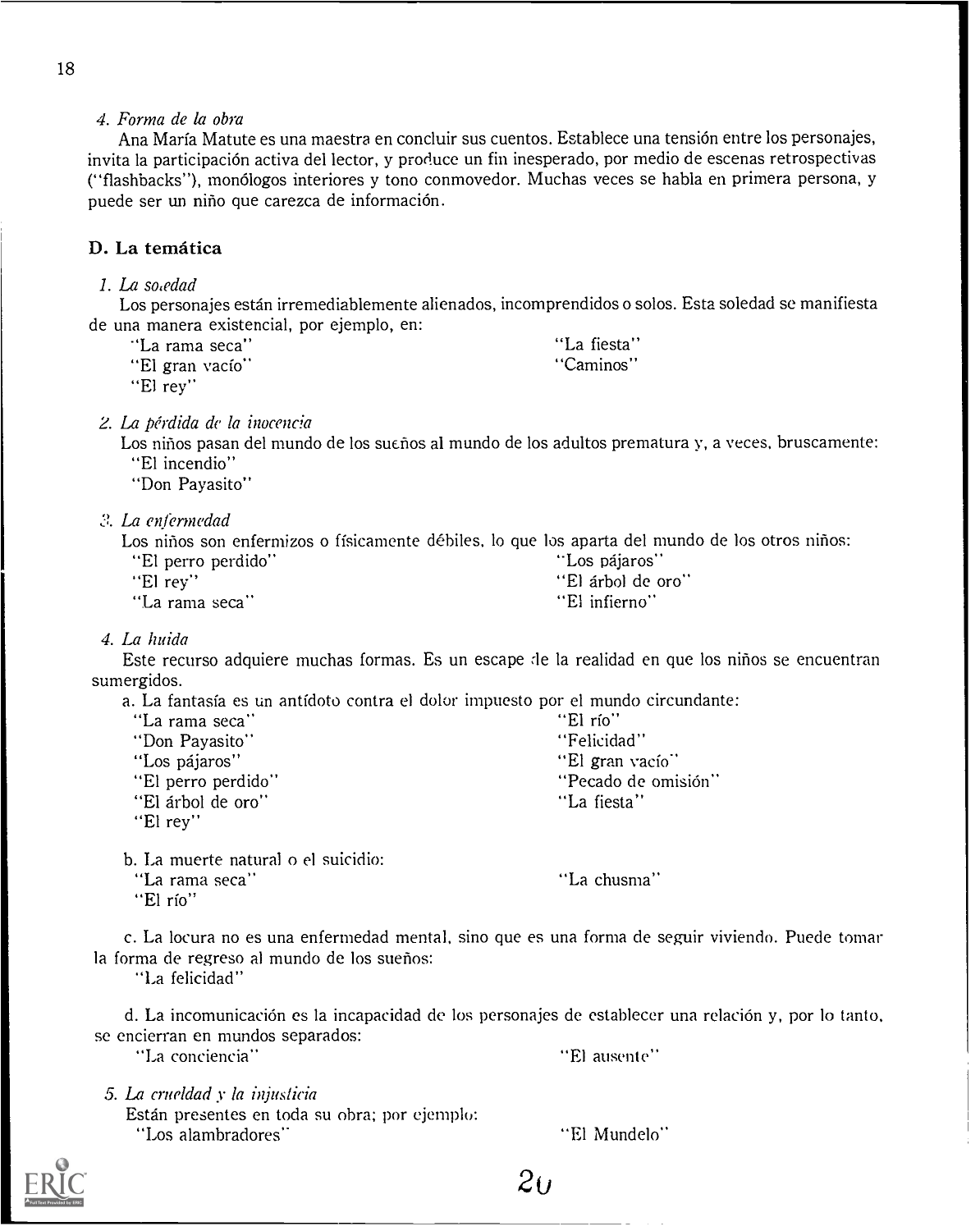*4. Forma de la obra*

Ana María Matute es una maestra en concluir sus cuentos. Establece una tensión entre los personajes, invita la participación activa del lector, y produce un fin inesperado, por medio de escenas retrospectivas ("flashbacks"), monólogos interiores y tono conmovedor. Muchas veces se habla en primera persona, y puede ser un niño que carezca de información.

### D. La temática

*1. La soledad*

Los personajes están irremediablemente alienados, incomprendidos o solos. Esta soledad se manifiesta de una manera existencial, por ejemplo, en:

- "La rama seca"
- "El gran vacío"
- "El rey"
- "La fiesta"
- "Caminos"

*2. La pérdida de la inocencia*

Los niños pasan del mundo de los sueños al mundo de los adultos prematura y, a veces, bruscamente:

- "El incendio"
- "Don Payasito"

*3. La enfermedad*

Los niños son enfermizos o físicamente débiles, lo que los aparta del mundo de los otros niños:

- "El perro perdido"
- "El rey"
- "La rama seca"
- "Los pájaros"
- "El árbol de oro"
- "El infierno"

*4. La huida*

Este recurso adquiere muchas formas. Es un escape de la realidad en que los niños se encuentran sumergidos.

a. La fantasía es un antídoto contra el dolor impuesto por el mundo circundante:

- "La rama seca"
- "Don Payasito"
- "Los pájaros"
- "El perro perdido"
- "El árbol de oro"
- "El rey"
- "El río"
- "Felicidad"
- "El gran vacío"
- "Pecado de omisión"
- "La fiesta"

b. La muerte natural o el suicidio:

- "La rama seca"
- "El río"
- "La chusma"

c. La locura no es una enfermedad mental, sino que es una forma de seguir viviendo. Puede tomar la forma de regreso al mundo de los sueños:

- "La felicidad"

d. La incomunicación es la incapacidad de los personajes de establecer una relación y, por lo tanto, se encierran en mundos separados:

- "La conciencia"
- "El ausente"

*5. La crueldad y la injusticia*

Están presentes en toda su obra; por ejemplo:

- "Los alambradores"
- "El Mundelo"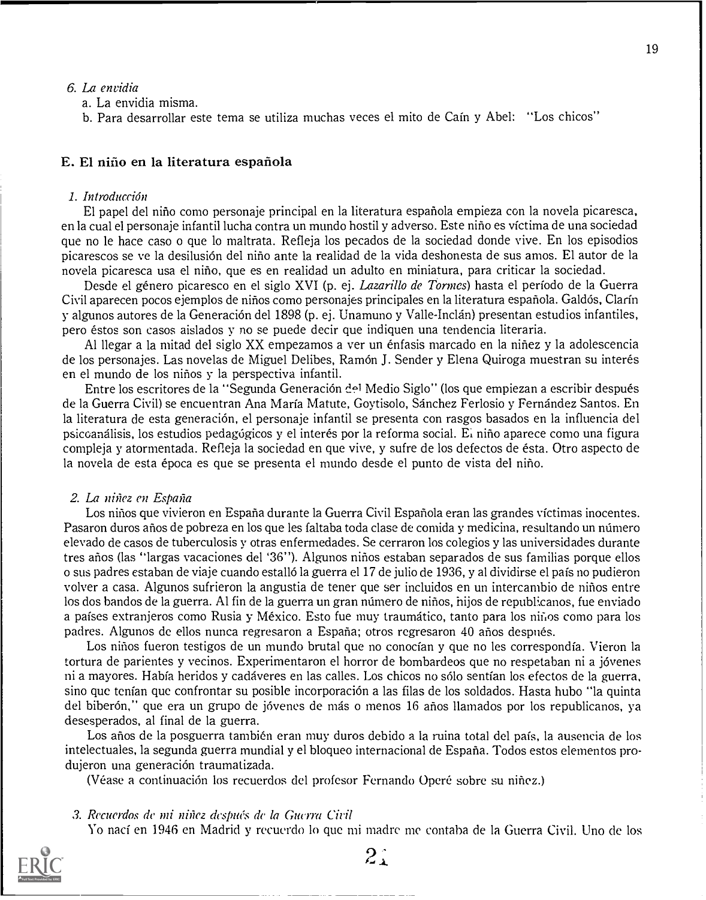6. *La envidia*
   a. La envidia misma.
   b. Para desarrollar este tema se utiliza muchas veces el mito de Caín y Abel: "Los chicos"

## E. El niño en la literatura española

### 1. *Introducción*

El papel del niño como personaje principal en la literatura española empieza con la novela picaresca, en la cual el personaje infantil lucha contra un mundo hostil y adverso. Este niño es víctima de una sociedad que no le hace caso o que lo maltrata. Refleja los pecados de la sociedad donde vive. En los episodios picarescos se ve la desilusión del niño ante la realidad de la vida deshonesta de sus amos. El autor de la novela picaresca usa el niño, que es en realidad un adulto en miniatura, para criticar la sociedad.

Desde el género picaresco en el siglo XVI (p. ej. *Lazarillo de Tormes*) hasta el período de la Guerra Civil aparecen pocos ejemplos de niños como personajes principales en la literatura española. Galdós, Clarín y algunos autores de la Generación del 1898 (p. ej. Unamuno y Valle-Inclán) presentan estudios infantiles, pero éstos son casos aislados y no se puede decir que indiquen una tendencia literaria.

Al llegar a la mitad del siglo XX empezamos a ver un énfasis marcado en la niñez y la adolescencia de los personajes. Las novelas de Miguel Delibes, Ramón J. Sender y Elena Quiroga muestran su interés en el mundo de los niños y la perspectiva infantil.

Entre los escritores de la "Segunda Generación del Medio Siglo" (los que empiezan a escribir después de la Guerra Civil) se encuentran Ana María Matute, Goytisolo, Sánchez Ferlosio y Fernández Santos. En la literatura de esta generación, el personaje infantil se presenta con rasgos basados en la influencia del psicoanálisis, los estudios pedagógicos y el interés por la reforma social. El niño aparece como una figura compleja y atormentada. Refleja la sociedad en que vive, y sufre de los defectos de ésta. Otro aspecto de la novela de esta época es que se presenta el mundo desde el punto de vista del niño.

### 2. *La niñez en España*

Los niños que vivieron en España durante la Guerra Civil Española eran las grandes víctimas inocentes. Pasaron duros años de pobreza en los que les faltaba toda clase de comida y medicina, resultando un número elevado de casos de tuberculosis y otras enfermedades. Se cerraron los colegios y las universidades durante tres años (las "largas vacaciones del '36"). Algunos niños estaban separados de sus familias porque ellos o sus padres estaban de viaje cuando estalló la guerra el 17 de julio de 1936, y al dividirse el país no pudieron volver a casa. Algunos sufrieron la angustia de tener que ser incluidos en un intercambio de niños entre los dos bandos de la guerra. Al fin de la guerra un gran número de niños, hijos de republicanos, fue enviado a países extranjeros como Rusia y México. Esto fue muy traumático, tanto para los niños como para los padres. Algunos de ellos nunca regresaron a España; otros regresaron 40 años después.

Los niños fueron testigos de un mundo brutal que no conocían y que no les correspondía. Vieron la tortura de parientes y vecinos. Experimentaron el horror de bombardeos que no respetaban ni a jóvenes ni a mayores. Había heridos y cadáveres en las calles. Los chicos no sólo sentían los efectos de la guerra, sino que tenían que confrontar su posible incorporación a las filas de los soldados. Hasta hubo "la quinta del biberón," que era un grupo de jóvenes de más o menos 16 años llamados por los republicanos, ya desesperados, al final de la guerra.

Los años de la posguerra también eran muy duros debido a la ruina total del país, la ausencia de los intelectuales, la segunda guerra mundial y el bloqueo internacional de España. Todos estos elementos produjeron una generación traumatizada.

(Véase a continuación los recuerdos del profesor Fernando Operé sobre su niñez.)

### 3. *Recuerdos de mi niñez después de la Guerra Civil*

Yo nací en 1946 en Madrid y recuerdo lo que mi madre me contaba de la Guerra Civil. Uno de los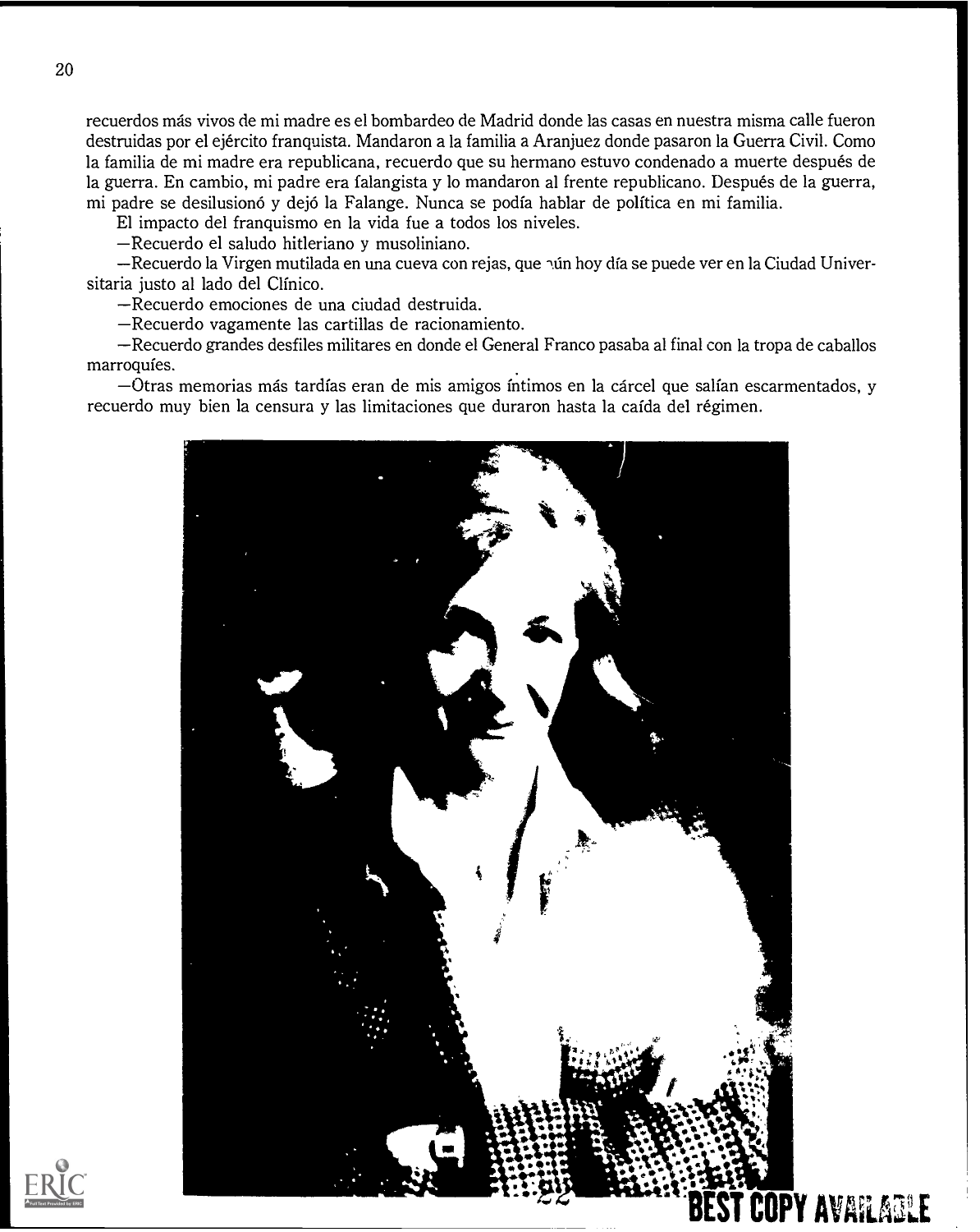recuerdos más vivos de mi madre es el bombardeo de Madrid donde las casas en nuestra misma calle fueron destruidas por el ejército franquista. Mandaron a la familia a Aranjuez donde pasaron la Guerra Civil. Como la familia de mi madre era republicana, recuerdo que su hermano estuvo condenado a muerte después de la guerra. En cambio, mi padre era falangista y lo mandaron al frente republicano. Después de la guerra, mi padre se desilusionó y dejó la Falange. Nunca se podía hablar de política en mi familia.

El impacto del franquismo en la vida fue a todos los niveles.

—Recuerdo el saludo hitleriano y musoliniano.

—Recuerdo la Virgen mutilada en una cueva con rejas, que aún hoy día se puede ver en la Ciudad Universitaria justo al lado del Clínico.

—Recuerdo emociones de una ciudad destruida.

—Recuerdo vagamente las cartillas de racionamiento.

—Recuerdo grandes desfiles militares en donde el General Franco pasaba al final con la tropa de caballos marroquíes.

—Otras memorias más tardías eran de mis amigos íntimos en la cárcel que salían escarmentados, y recuerdo muy bien la censura y las limitaciones que duraron hasta la caída del régimen.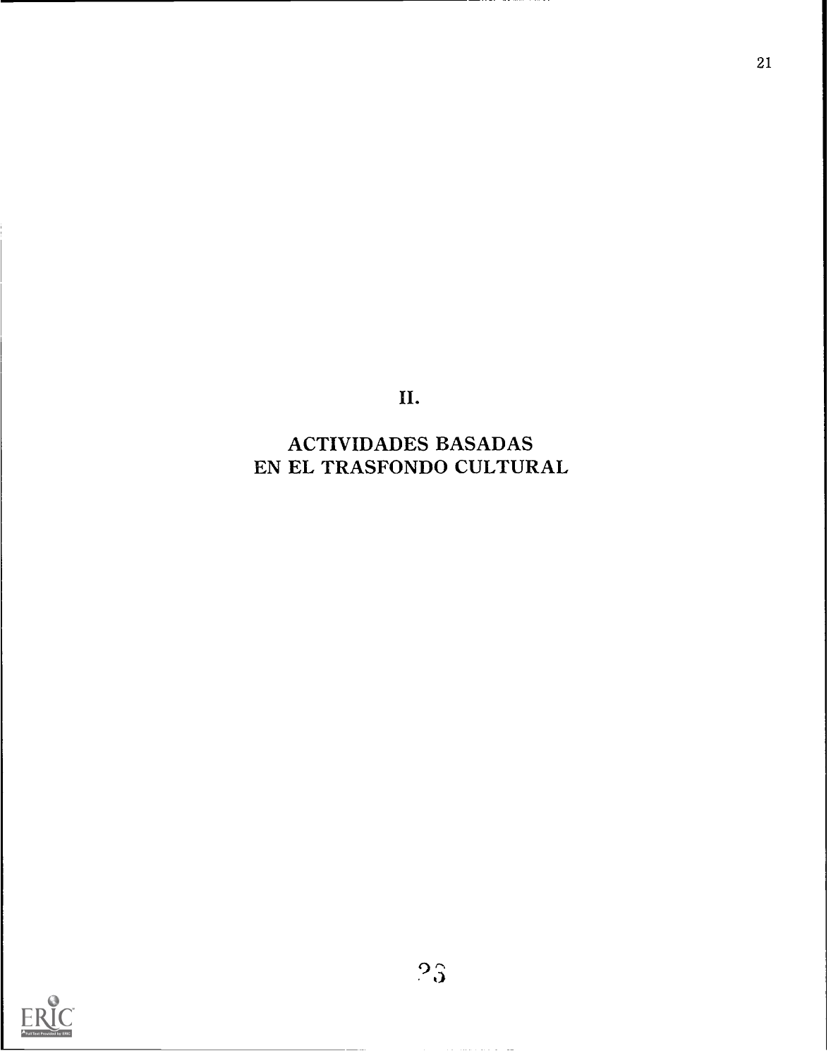# II.

# ACTIVIDADES BASADAS EN EL TRASFONDO CULTURAL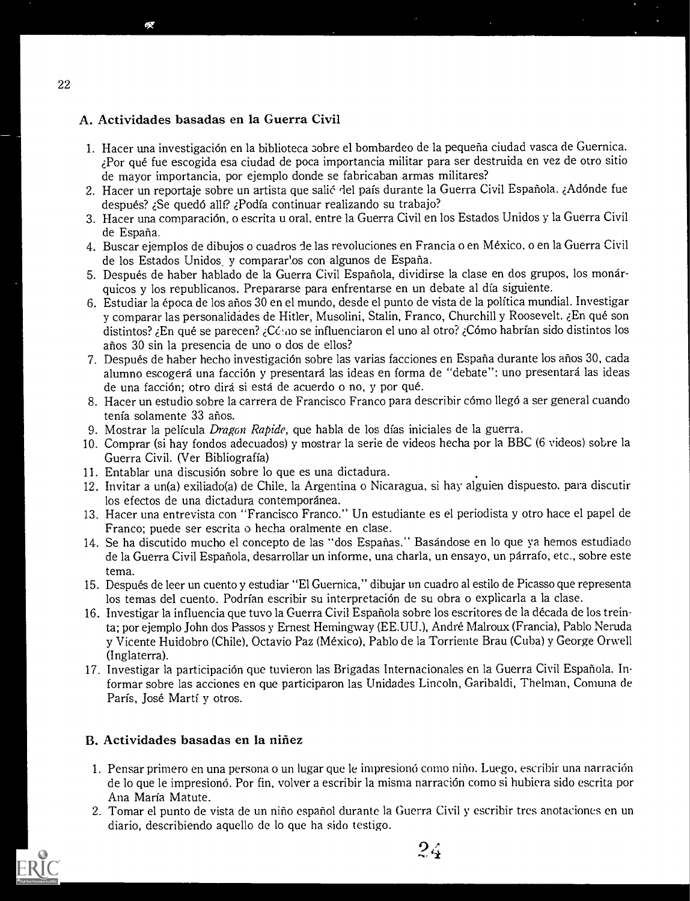## A. Actividades basadas en la Guerra Civil

1. Hacer una investigación en la biblioteca sobre el bombardeo de la pequeña ciudad vasca de Guernica. ¿Por qué fue escogida esa ciudad de poca importancia militar para ser destruida en vez de otro sitio de mayor importancia, por ejemplo donde se fabricaban armas militares?
2. Hacer un reportaje sobre un artista que salió del país durante la Guerra Civil Española. ¿Adónde fue después? ¿Se quedó allí? ¿Podía continuar realizando su trabajo?
3. Hacer una comparación, o escrita u oral, entre la Guerra Civil en los Estados Unidos y la Guerra Civil de España.
4. Buscar ejemplos de dibujos o cuadros de las revoluciones en Francia o en México, o en la Guerra Civil de los Estados Unidos, y compararlos con algunos de España.
5. Después de haber hablado de la Guerra Civil Española, dividirse la clase en dos grupos, los monárquicos y los republicanos. Prepararse para enfrentarse en un debate al día siguiente.
6. Estudiar la época de los años 30 en el mundo, desde el punto de vista de la política mundial. Investigar y comparar las personalidades de Hitler, Musolini, Stalin, Franco, Churchill y Roosevelt. ¿En qué son distintos? ¿En qué se parecen? ¿Cómo se influenciaron el uno al otro? ¿Cómo habrían sido distintos los años 30 sin la presencia de uno o dos de ellos?
7. Después de haber hecho investigación sobre las varias facciones en España durante los años 30, cada alumno escogerá una facción y presentará las ideas en forma de "debate": uno presentará las ideas de una facción; otro dirá si está de acuerdo o no, y por qué.
8. Hacer un estudio sobre la carrera de Francisco Franco para describir cómo llegó a ser general cuando tenía solamente 33 años.
9. Mostrar la película *Dragon Rapide*, que habla de los días iniciales de la guerra.
10. Comprar (si hay fondos adecuados) y mostrar la serie de videos hecha por la BBC (6 videos) sobre la Guerra Civil. (Ver Bibliografía)
11. Entablar una discusión sobre lo que es una dictadura.
12. Invitar a un(a) exiliado(a) de Chile, la Argentina o Nicaragua, si hay alguien dispuesto, para discutir los efectos de una dictadura contemporánea.
13. Hacer una entrevista con "Francisco Franco." Un estudiante es el periodista y otro hace el papel de Franco; puede ser escrita o hecha oralmente en clase.
14. Se ha discutido mucho el concepto de las "dos Españas." Basándose en lo que ya hemos estudiado de la Guerra Civil Española, desarrollar un informe, una charla, un ensayo, un párrafo, etc., sobre este tema.
15. Después de leer un cuento y estudiar "El Guernica," dibujar un cuadro al estilo de Picasso que representa los temas del cuento. Podrían escribir su interpretación de su obra o explicarla a la clase.
16. Investigar la influencia que tuvo la Guerra Civil Española sobre los escritores de la década de los treinta; por ejemplo John dos Passos y Ernest Hemingway (EE.UU.), André Malroux (Francia), Pablo Neruda y Vicente Huidobro (Chile), Octavio Paz (México), Pablo de la Torriente Brau (Cuba) y George Orwell (Inglaterra).
17. Investigar la participación que tuvieron las Brigadas Internacionales en la Guerra Civil Española. Informar sobre las acciones en que participaron las Unidades Lincoln, Garibaldi, Thelman, Comuna de París, José Martí y otros.

## B. Actividades basadas en la niñez

1. Pensar primero en una persona o un lugar que le impresionó como niño. Luego, escribir una narración de lo que le impresionó. Por fin, volver a escribir la misma narración como si hubiera sido escrita por Ana María Matute.
2. Tomar el punto de vista de un niño español durante la Guerra Civil y escribir tres anotaciones en un diario, describiendo aquello de lo que ha sido testigo.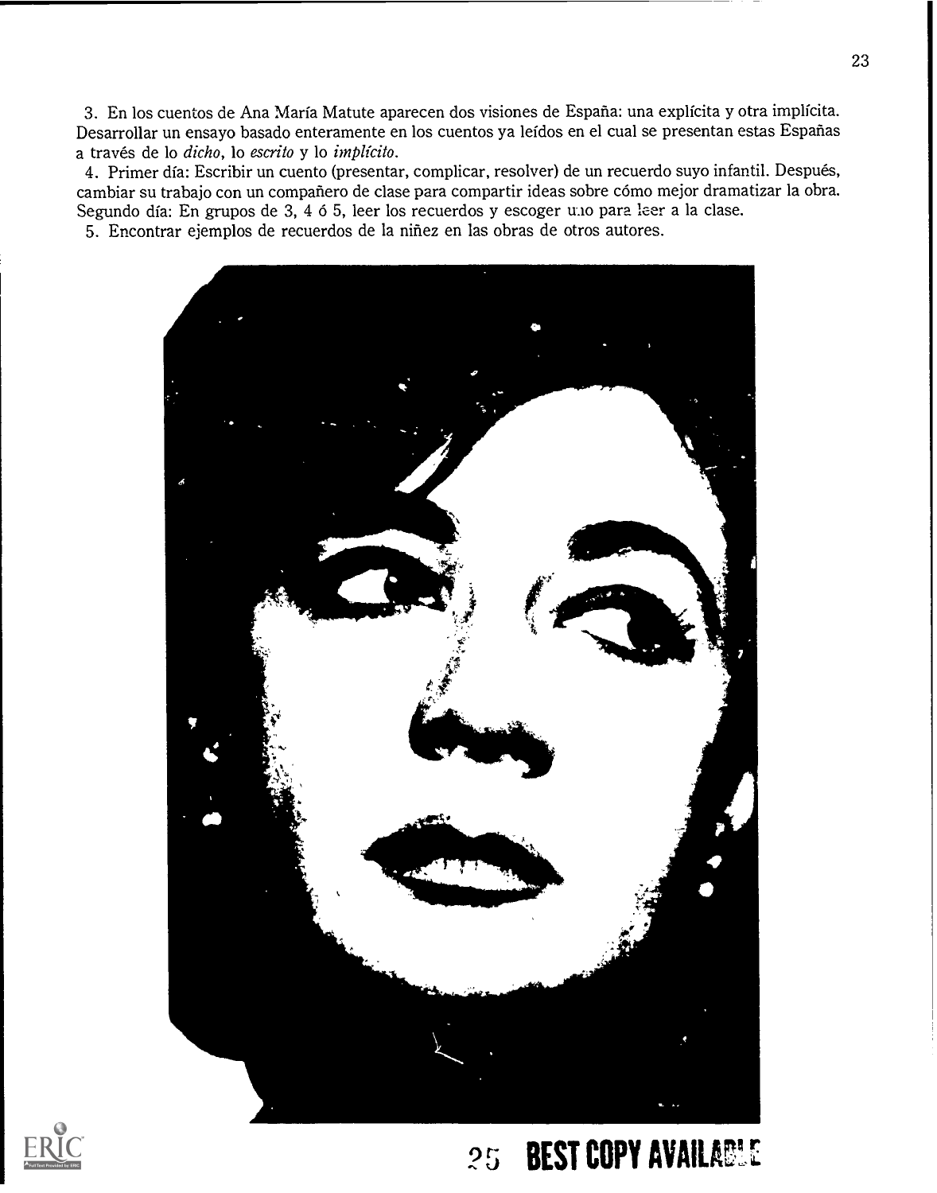3. En los cuentos de Ana María Matute aparecen dos visiones de España: una explícita y otra implícita. Desarrollar un ensayo basado enteramente en los cuentos ya leídos en el cual se presentan estas Españas a través de lo *dicho*, lo *escrito* y lo *implícito*.

4. Primer día: Escribir un cuento (presentar, complicar, resolver) de un recuerdo suyo infantil. Después, cambiar su trabajo con un compañero de clase para compartir ideas sobre cómo mejor dramatizar la obra. Segundo día: En grupos de 3, 4 ó 5, leer los recuerdos y escoger uno para leer a la clase.

5. Encontrar ejemplos de recuerdos de la niñez en las obras de otros autores.

BEST COPY AVAILABLE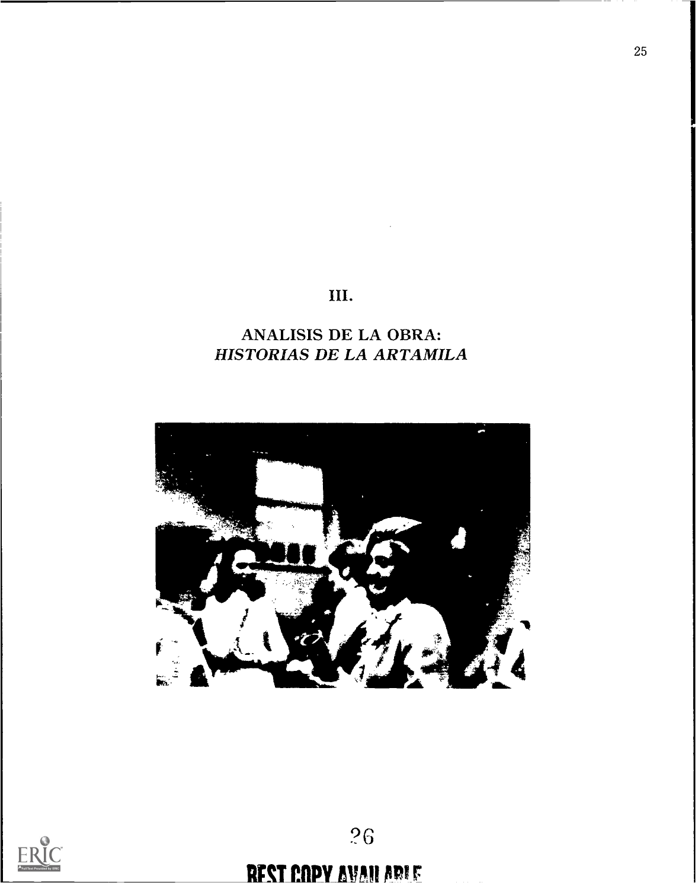# III.

# ANALISIS DE LA OBRA: *HISTORIAS DE LA ARTAMILA*

BEST COPY AVAILABLE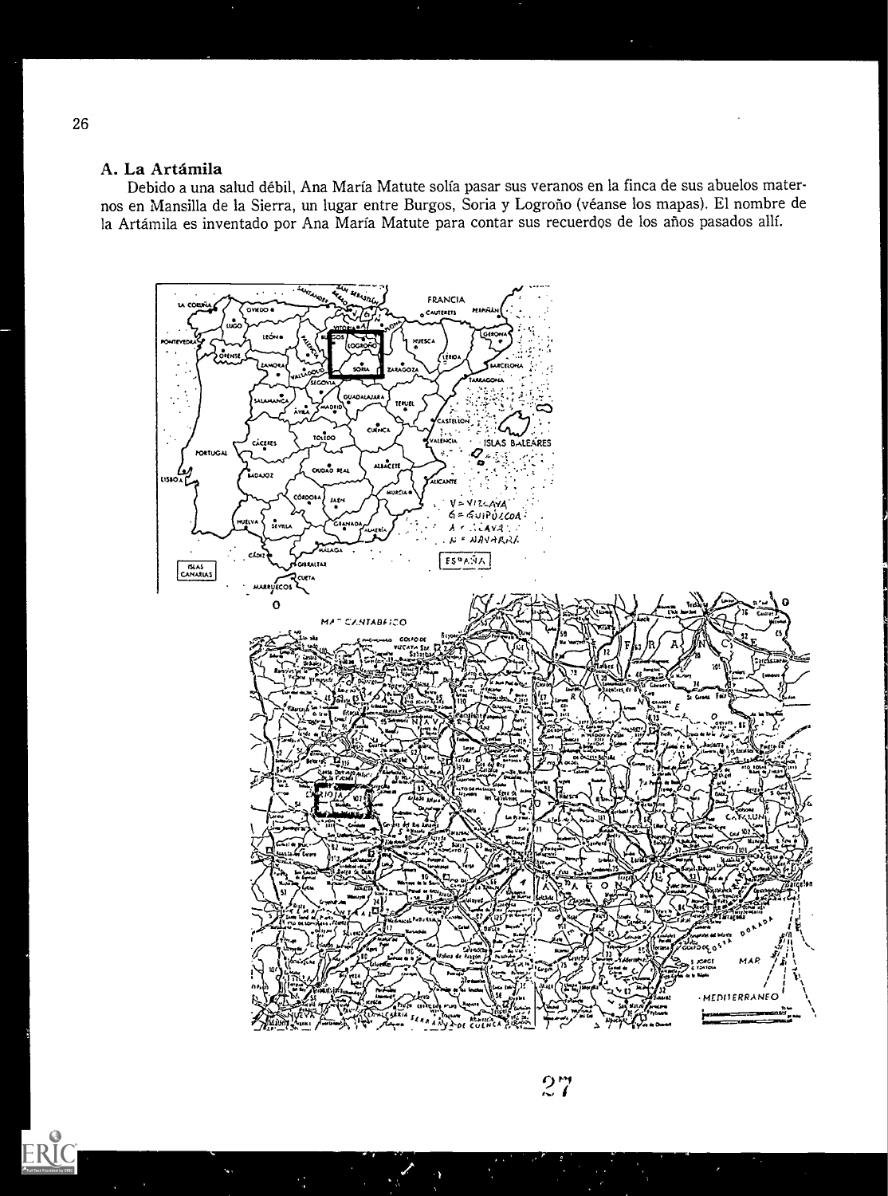## A. La Artámila

Debido a una salud débil, Ana María Matute solía pasar sus veranos en la finca de sus abuelos maternos en Mansilla de la Sierra, un lugar entre Burgos, Soria y Logroño (véanse los mapas). El nombre de la Artámila es inventado por Ana María Matute para contar sus recuerdos de los años pasados allí.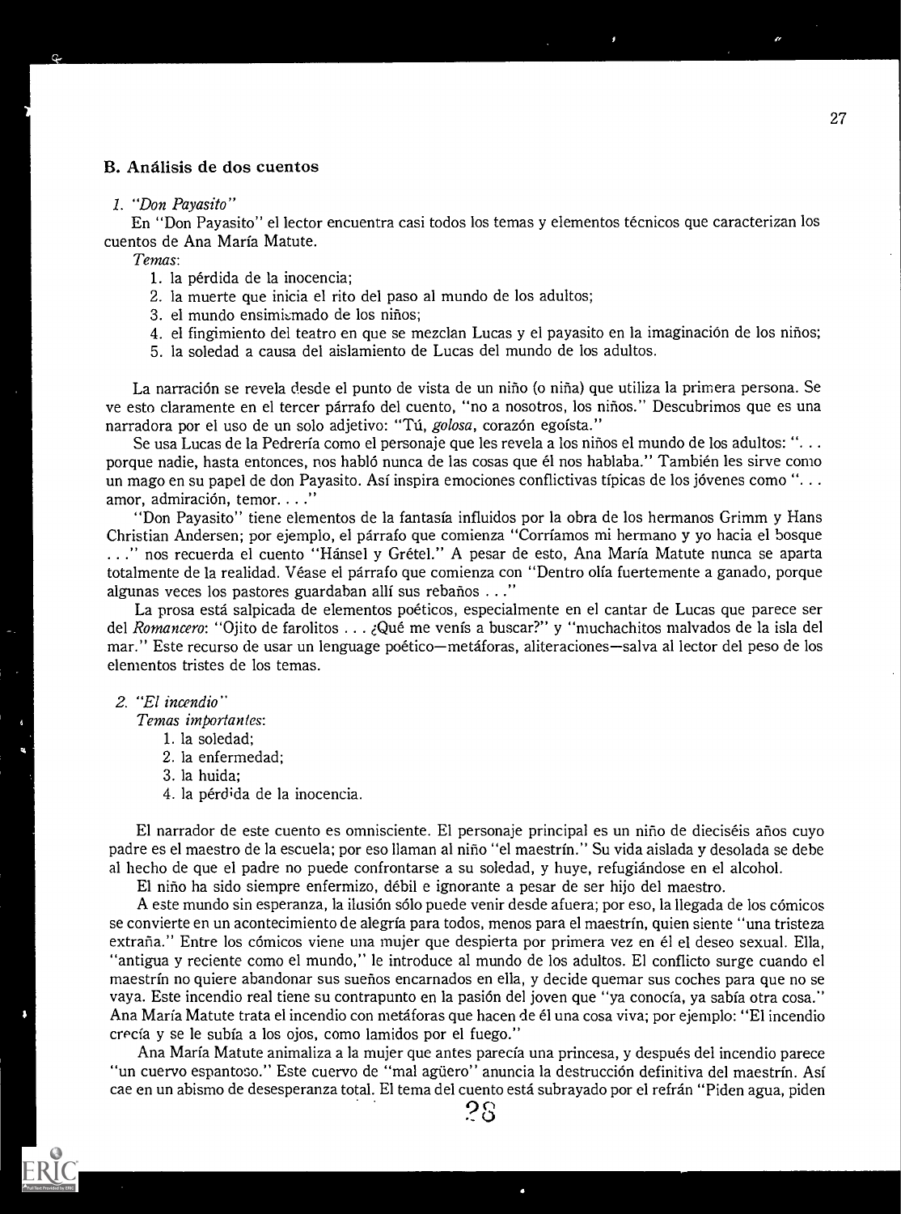## B. Análisis de dos cuentos

### 1. *"Don Payasito"*

En "Don Payasito" el lector encuentra casi todos los temas y elementos técnicos que caracterizan los cuentos de Ana María Matute.

*Temas*:

1. la pérdida de la inocencia;
2. la muerte que inicia el rito del paso al mundo de los adultos;
3. el mundo ensimismado de los niños;
4. el fingimiento del teatro en que se mezclan Lucas y el payasito en la imaginación de los niños;
5. la soledad a causa del aislamiento de Lucas del mundo de los adultos.

La narración se revela desde el punto de vista de un niño (o niña) que utiliza la primera persona. Se ve esto claramente en el tercer párrafo del cuento, "no a nosotros, los niños." Descubrimos que es una narradora por el uso de un solo adjetivo: "Tú, *golosa*, corazón egoísta."

Se usa Lucas de la Pedrería como el personaje que les revela a los niños el mundo de los adultos: ". . . porque nadie, hasta entonces, nos habló nunca de las cosas que él nos hablaba." También les sirve como un mago en su papel de don Payasito. Así inspira emociones conflictivas típicas de los jóvenes como ". . . amor, admiración, temor. . . ."

"Don Payasito" tiene elementos de la fantasía influidos por la obra de los hermanos Grimm y Hans Christian Andersen; por ejemplo, el párrafo que comienza "Corríamos mi hermano y yo hacia el bosque . . ." nos recuerda el cuento "Hánsel y Grétel." A pesar de esto, Ana María Matute nunca se aparta totalmente de la realidad. Véase el párrafo que comienza con "Dentro olía fuertemente a ganado, porque algunas veces los pastores guardaban allí sus rebaños . . ."

La prosa está salpicada de elementos poéticos, especialmente en el cantar de Lucas que parece ser del *Romancero*: "Ojito de farolitos . . . ¿Qué me venís a buscar?" y "muchachitos malvados de la isla del mar." Este recurso de usar un lenguage poético—metáforas, aliteraciones—salva al lector del peso de los elementos tristes de los temas.

### 2. *"El incendio"*

*Temas importantes*:

1. la soledad;
2. la enfermedad;
3. la huida;
4. la pérdida de la inocencia.

El narrador de este cuento es omnisciente. El personaje principal es un niño de dieciséis años cuyo padre es el maestro de la escuela; por eso llaman al niño "el maestrín." Su vida aislada y desolada se debe al hecho de que el padre no puede confrontarse a su soledad, y huye, refugiándose en el alcohol.

El niño ha sido siempre enfermizo, débil e ignorante a pesar de ser hijo del maestro.

A este mundo sin esperanza, la ilusión sólo puede venir desde afuera; por eso, la llegada de los cómicos se convierte en un acontecimiento de alegría para todos, menos para el maestrín, quien siente "una tristeza extraña." Entre los cómicos viene una mujer que despierta por primera vez en él el deseo sexual. Ella, "antigua y reciente como el mundo," le introduce al mundo de los adultos. El conflicto surge cuando el maestrín no quiere abandonar sus sueños encarnados en ella, y decide quemar sus coches para que no se vaya. Este incendio real tiene su contrapunto en la pasión del joven que "ya conocía, ya sabía otra cosa." Ana María Matute trata el incendio con metáforas que hacen de él una cosa viva; por ejemplo: "El incendio crecía y se le subía a los ojos, como lamidos por el fuego."

Ana María Matute animaliza a la mujer que antes parecía una princesa, y después del incendio parece "un cuervo espantoso." Este cuervo de "mal agüero" anuncia la destrucción definitiva del maestrín. Así cae en un abismo de desesperanza total. El tema del cuento está subrayado por el refrán "Piden agua, piden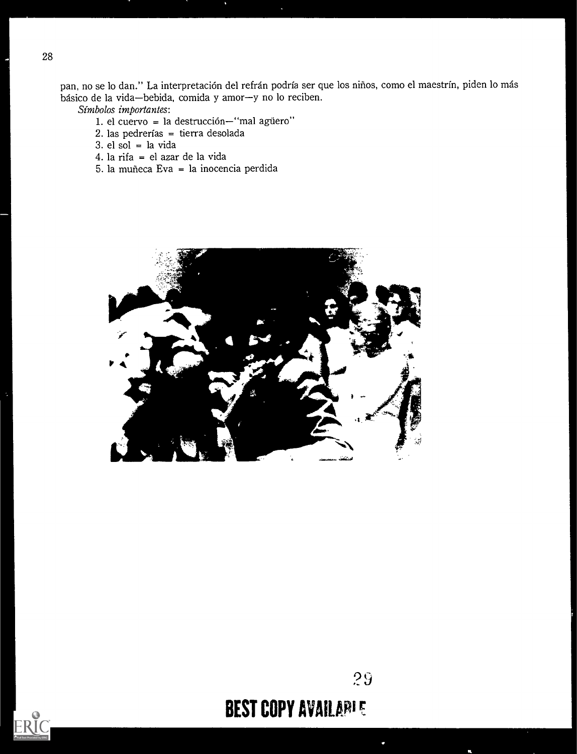pan, no se lo dan." La interpretación del refrán podría ser que los niños, como el maestrín, piden lo más básico de la vida—bebida, comida y amor—y no lo reciben.

*Símbolos importantes*:

1. el cuervo = la destrucción—"mal agüero"
2. las pedrerías = tierra desolada
3. el sol = la vida
4. la rifa = el azar de la vida
5. la muñeca Eva = la inocencia perdida

BEST COPY AVAILABLE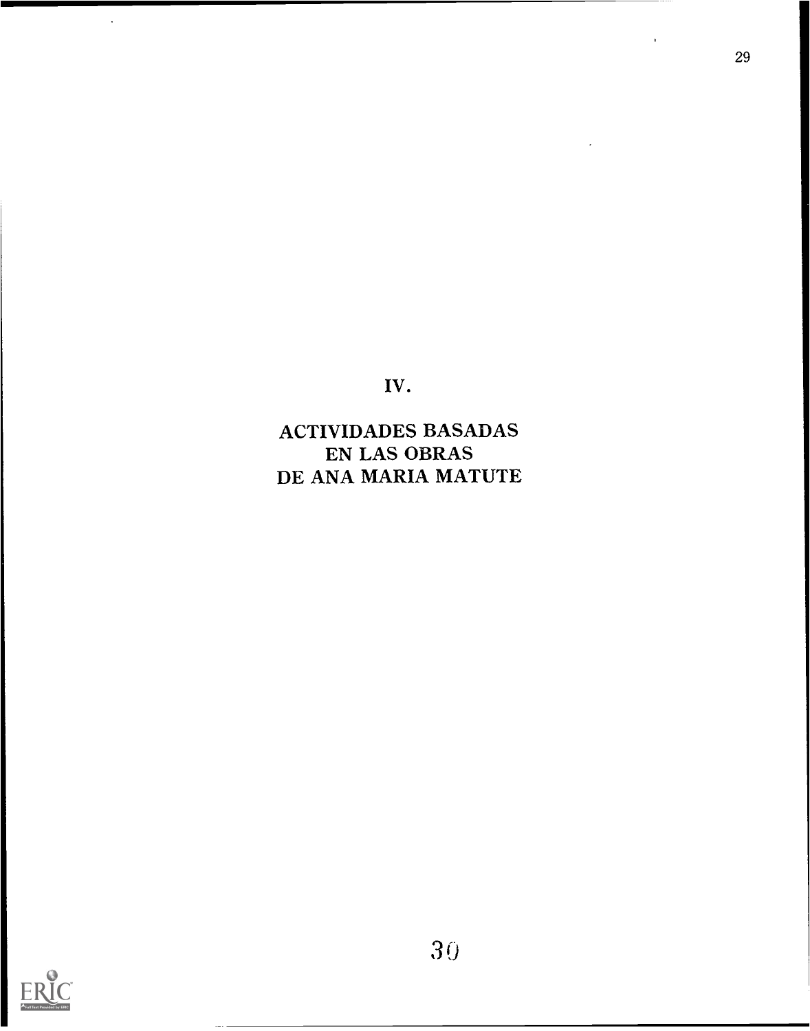# IV.

# ACTIVIDADES BASADAS EN LAS OBRAS DE ANA MARIA MATUTE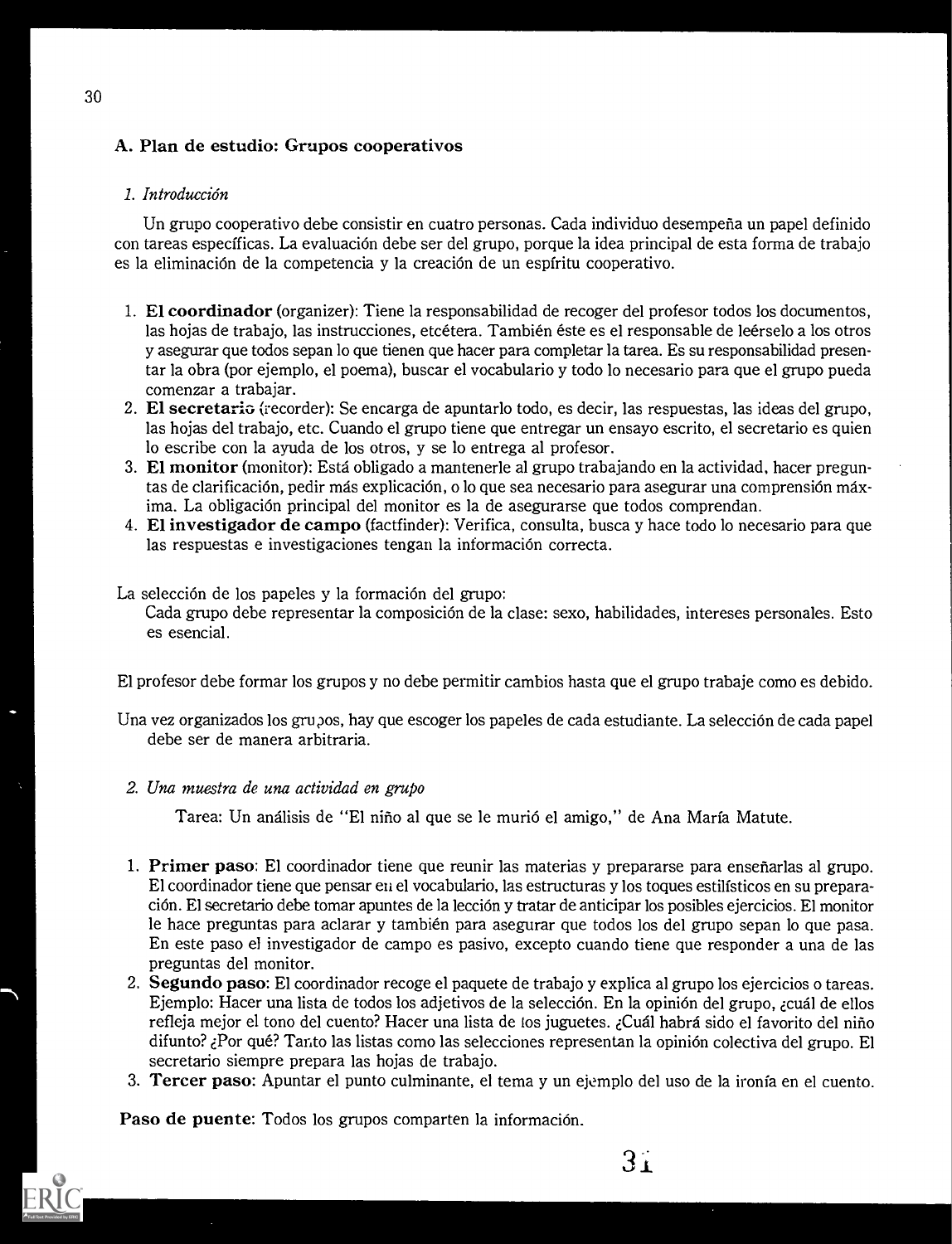## A. Plan de estudio: Grupos cooperativos

### *1. Introducción*

Un grupo cooperativo debe consistir en cuatro personas. Cada individuo desempeña un papel definido con tareas específicas. La evaluación debe ser del grupo, porque la idea principal de esta forma de trabajo es la eliminación de la competencia y la creación de un espíritu cooperativo.

1. **El coordinador** (organizer): Tiene la responsabilidad de recoger del profesor todos los documentos, las hojas de trabajo, las instrucciones, etcétera. También éste es el responsable de leérselo a los otros y asegurar que todos sepan lo que tienen que hacer para completar la tarea. Es su responsabilidad presentar la obra (por ejemplo, el poema), buscar el vocabulario y todo lo necesario para que el grupo pueda comenzar a trabajar.
2. **El secretario** (recorder): Se encarga de apuntarlo todo, es decir, las respuestas, las ideas del grupo, las hojas del trabajo, etc. Cuando el grupo tiene que entregar un ensayo escrito, el secretario es quien lo escribe con la ayuda de los otros, y se lo entrega al profesor.
3. **El monitor** (monitor): Está obligado a mantenerle al grupo trabajando en la actividad, hacer preguntas de clarificación, pedir más explicación, o lo que sea necesario para asegurar una comprensión máxima. La obligación principal del monitor es la de asegurarse que todos comprendan.
4. **El investigador de campo** (factfinder): Verifica, consulta, busca y hace todo lo necesario para que las respuestas e investigaciones tengan la información correcta.

La selección de los papeles y la formación del grupo:

Cada grupo debe representar la composición de la clase: sexo, habilidades, intereses personales. Esto es esencial.

El profesor debe formar los grupos y no debe permitir cambios hasta que el grupo trabaje como es debido.

Una vez organizados los grupos, hay que escoger los papeles de cada estudiante. La selección de cada papel debe ser de manera arbitraria.

### *2. Una muestra de una actividad en grupo*

Tarea: Un análisis de "El niño al que se le murió el amigo," de Ana María Matute.

1. **Primer paso**: El coordinador tiene que reunir las materias y prepararse para enseñarlas al grupo. El coordinador tiene que pensar en el vocabulario, las estructuras y los toques estilísticos en su preparación. El secretario debe tomar apuntes de la lección y tratar de anticipar los posibles ejercicios. El monitor le hace preguntas para aclarar y también para asegurar que todos los del grupo sepan lo que pasa. En este paso el investigador de campo es pasivo, excepto cuando tiene que responder a una de las preguntas del monitor.
2. **Segundo paso**: El coordinador recoge el paquete de trabajo y explica al grupo los ejercicios o tareas. Ejemplo: Hacer una lista de todos los adjetivos de la selección. En la opinión del grupo, ¿cuál de ellos refleja mejor el tono del cuento? Hacer una lista de los juguetes. ¿Cuál habrá sido el favorito del niño difunto? ¿Por qué? Tanto las listas como las selecciones representan la opinión colectiva del grupo. El secretario siempre prepara las hojas de trabajo.
3. **Tercer paso**: Apuntar el punto culminante, el tema y un ejemplo del uso de la ironía en el cuento.

**Paso de puente**: Todos los grupos comparten la información.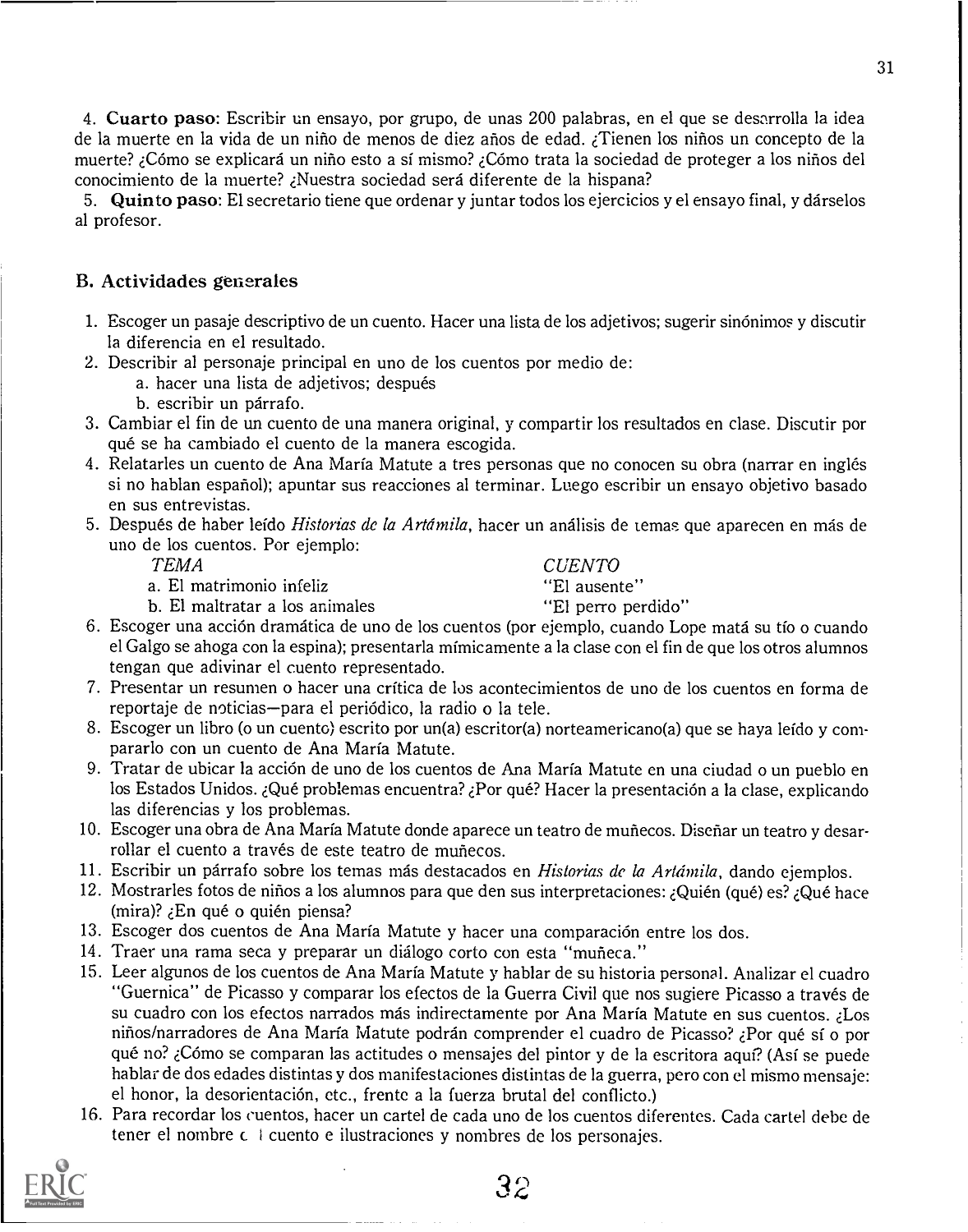4. **Cuarto paso:** Escribir un ensayo, por grupo, de unas 200 palabras, en el que se desarrolla la idea de la muerte en la vida de un niño de menos de diez años de edad. ¿Tienen los niños un concepto de la muerte? ¿Cómo se explicará un niño esto a sí mismo? ¿Cómo trata la sociedad de proteger a los niños del conocimiento de la muerte? ¿Nuestra sociedad será diferente de la hispana?

5. **Quinto paso**: El secretario tiene que ordenar y juntar todos los ejercicios y el ensayo final, y dárselos al profesor.

### B. Actividades generales

1. Escoger un pasaje descriptivo de un cuento. Hacer una lista de los adjetivos; sugerir sinónimos y discutir la diferencia en el resultado.
2. Describir al personaje principal en uno de los cuentos por medio de:
   a. hacer una lista de adjetivos; después
   b. escribir un párrafo.
3. Cambiar el fin de un cuento de una manera original, y compartir los resultados en clase. Discutir por qué se ha cambiado el cuento de la manera escogida.
4. Relatarles un cuento de Ana María Matute a tres personas que no conocen su obra (narrar en inglés si no hablan español); apuntar sus reacciones al terminar. Luego escribir un ensayo objetivo basado en sus entrevistas.
5. Después de haber leído *Historias de la Artámila*, hacer un análisis de temas que aparecen en más de uno de los cuentos. Por ejemplo:

| *TEMA* | *CUENTO* |
|---|---|
| a. El matrimonio infeliz | "El ausente" |
| b. El maltratar a los animales | "El perro perdido" |

6. Escoger una acción dramática de uno de los cuentos (por ejemplo, cuando Lope matá su tío o cuando el Galgo se ahoga con la espina); presentarla mímicamente a la clase con el fin de que los otros alumnos tengan que adivinar el cuento representado.
7. Presentar un resumen o hacer una crítica de los acontecimientos de uno de los cuentos en forma de reportaje de noticias—para el periódico, la radio o la tele.
8. Escoger un libro (o un cuento) escrito por un(a) escritor(a) norteamericano(a) que se haya leído y compararlo con un cuento de Ana María Matute.
9. Tratar de ubicar la acción de uno de los cuentos de Ana María Matute en una ciudad o un pueblo en los Estados Unidos. ¿Qué problemas encuentra? ¿Por qué? Hacer la presentación a la clase, explicando las diferencias y los problemas.
10. Escoger una obra de Ana María Matute donde aparece un teatro de muñecos. Diseñar un teatro y desarrollar el cuento a través de este teatro de muñecos.
11. Escribir un párrafo sobre los temas más destacados en *Historias de la Artámila*, dando ejemplos.
12. Mostrarles fotos de niños a los alumnos para que den sus interpretaciones: ¿Quién (qué) es? ¿Qué hace (mira)? ¿En qué o quién piensa?
13. Escoger dos cuentos de Ana María Matute y hacer una comparación entre los dos.
14. Traer una rama seca y preparar un diálogo corto con esta "muñeca."
15. Leer algunos de los cuentos de Ana María Matute y hablar de su historia personal. Analizar el cuadro "Guernica" de Picasso y comparar los efectos de la Guerra Civil que nos sugiere Picasso a través de su cuadro con los efectos narrados más indirectamente por Ana María Matute en sus cuentos. ¿Los niños/narradores de Ana María Matute podrán comprender el cuadro de Picasso? ¿Por qué sí o por qué no? ¿Cómo se comparan las actitudes o mensajes del pintor y de la escritora aquí? (Así se puede hablar de dos edades distintas y dos manifestaciones distintas de la guerra, pero con el mismo mensaje: el honor, la desorientación, etc., frente a la fuerza brutal del conflicto.)
16. Para recordar los cuentos, hacer un cartel de cada uno de los cuentos diferentes. Cada cartel debe de tener el nombre del cuento e ilustraciones y nombres de los personajes.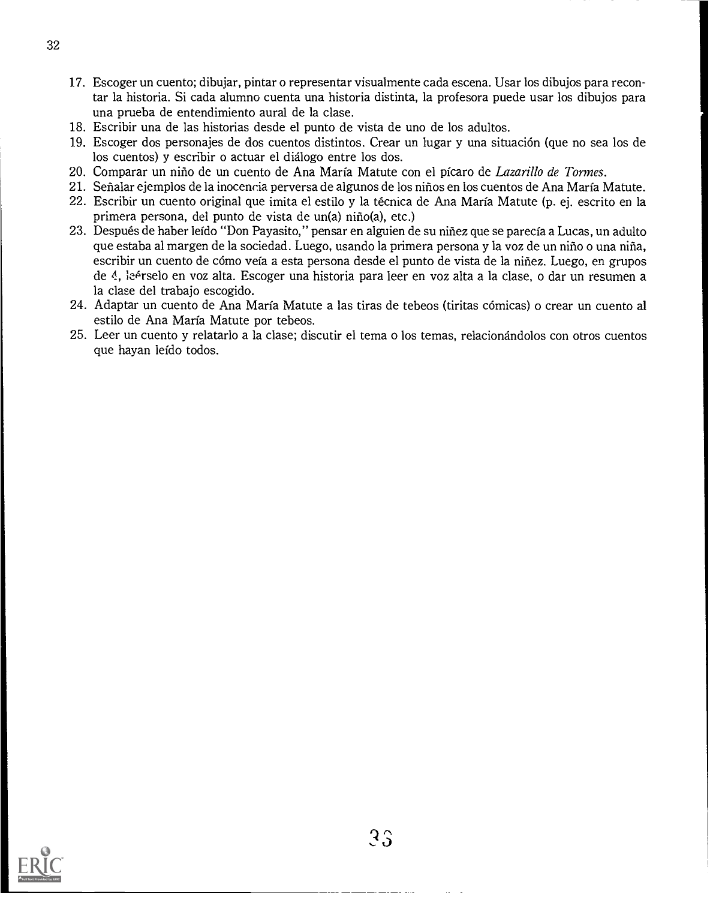17. Escoger un cuento; dibujar, pintar o representar visualmente cada escena. Usar los dibujos para recontar la historia. Si cada alumno cuenta una historia distinta, la profesora puede usar los dibujos para una prueba de entendimiento aural de la clase.
18. Escribir una de las historias desde el punto de vista de uno de los adultos.
19. Escoger dos personajes de dos cuentos distintos. Crear un lugar y una situación (que no sea los de los cuentos) y escribir o actuar el diálogo entre los dos.
20. Comparar un niño de un cuento de Ana María Matute con el pícaro de *Lazarillo de Tormes*.
21. Señalar ejemplos de la inocencia perversa de algunos de los niños en los cuentos de Ana María Matute.
22. Escribir un cuento original que imita el estilo y la técnica de Ana María Matute (p. ej. escrito en la primera persona, del punto de vista de un(a) niño(a), etc.)
23. Después de haber leído "Don Payasito," pensar en alguien de su niñez que se parecía a Lucas, un adulto que estaba al margen de la sociedad. Luego, usando la primera persona y la voz de un niño o una niña, escribir un cuento de cómo veía a esta persona desde el punto de vista de la niñez. Luego, en grupos de 4, leérselo en voz alta. Escoger una historia para leer en voz alta a la clase, o dar un resumen a la clase del trabajo escogido.
24. Adaptar un cuento de Ana María Matute a las tiras de tebeos (tiritas cómicas) o crear un cuento al estilo de Ana María Matute por tebeos.
25. Leer un cuento y relatarlo a la clase; discutir el tema o los temas, relacionándolos con otros cuentos que hayan leído todos.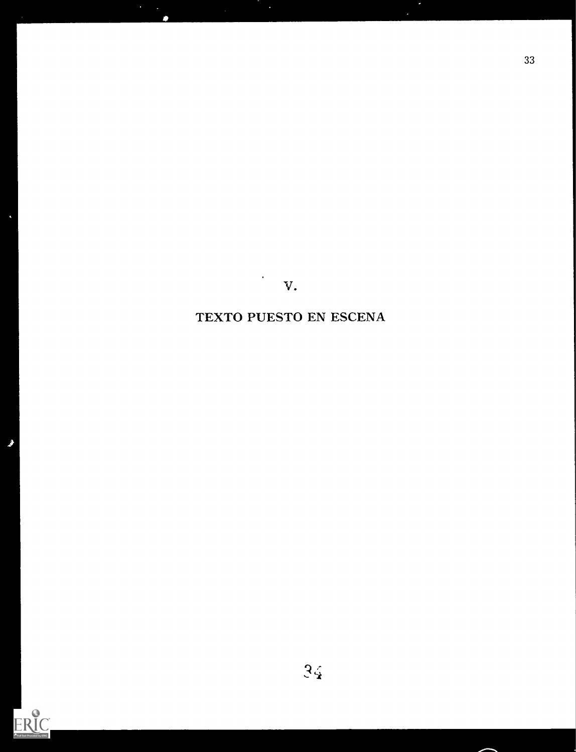# V.

# TEXTO PUESTO EN ESCENA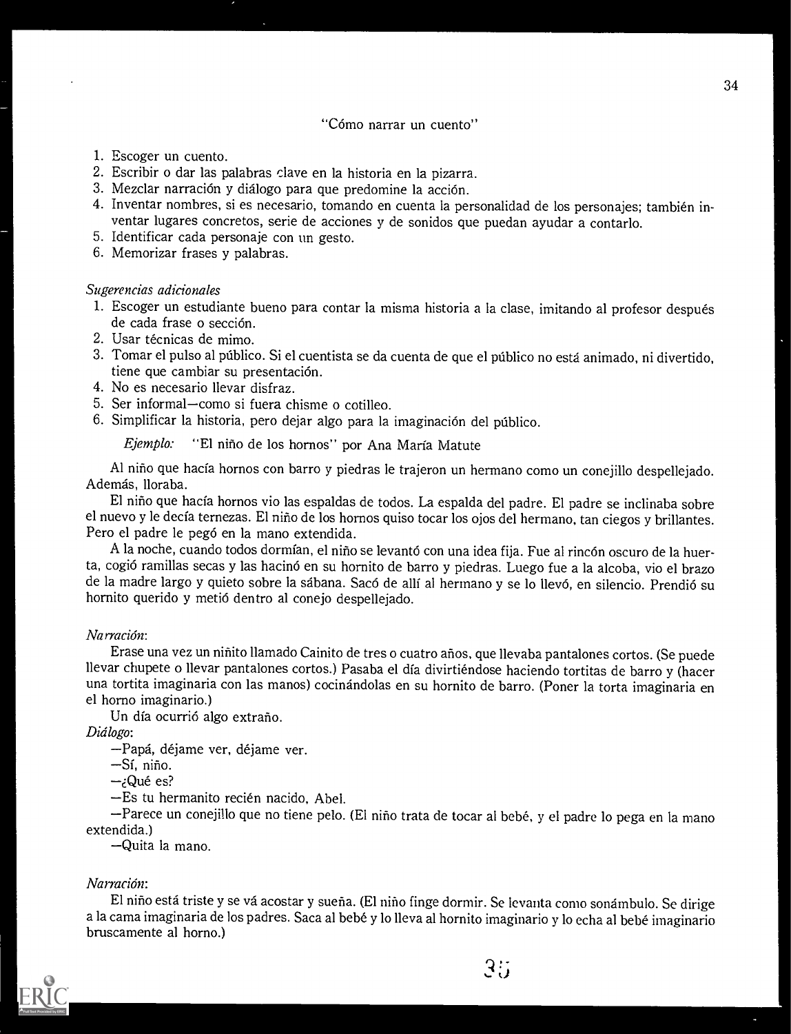"Cómo narrar un cuento"

1. Escoger un cuento.
2. Escribir o dar las palabras clave en la historia en la pizarra.
3. Mezclar narración y diálogo para que predomine la acción.
4. Inventar nombres, si es necesario, tomando en cuenta la personalidad de los personajes; también inventar lugares concretos, serie de acciones y de sonidos que puedan ayudar a contarlo.
5. Identificar cada personaje con un gesto.
6. Memorizar frases y palabras.

*Sugerencias adicionales*

1. Escoger un estudiante bueno para contar la misma historia a la clase, imitando al profesor después de cada frase o sección.
2. Usar técnicas de mimo.
3. Tomar el pulso al público. Si el cuentista se da cuenta de que el público no está animado, ni divertido, tiene que cambiar su presentación.
4. No es necesario llevar disfraz.
5. Ser informal—como si fuera chisme o cotilleo.
6. Simplificar la historia, pero dejar algo para la imaginación del público.

*Ejemplo:* "El niño de los hornos" por Ana María Matute

Al niño que hacía hornos con barro y piedras le trajeron un hermano como un conejillo despellejado. Además, lloraba.

El niño que hacía hornos vio las espaldas de todos. La espalda del padre. El padre se inclinaba sobre el nuevo y le decía ternezas. El niño de los hornos quiso tocar los ojos del hermano, tan ciegos y brillantes. Pero el padre le pegó en la mano extendida.

A la noche, cuando todos dormían, el niño se levantó con una idea fija. Fue al rincón oscuro de la huerta, cogió ramillas secas y las hacinó en su hornito de barro y piedras. Luego fue a la alcoba, vio el brazo de la madre largo y quieto sobre la sábana. Sacó de allí al hermano y se lo llevó, en silencio. Prendió su hornito querido y metió dentro al conejo despellejado.

*Narración*:

Erase una vez un niñito llamado Cainito de tres o cuatro años, que llevaba pantalones cortos. (Se puede llevar chupete o llevar pantalones cortos.) Pasaba el día divirtiéndose haciendo tortitas de barro y (hacer una tortita imaginaria con las manos) cocinándolas en su hornito de barro. (Poner la torta imaginaria en el horno imaginario.)

Un día ocurrió algo extraño.

*Diálogo*:

—Papá, déjame ver, déjame ver.

—Sí, niño.

—¿Qué es?

—Es tu hermanito recién nacido, Abel.

—Parece un conejillo que no tiene pelo. (El niño trata de tocar al bebé, y el padre lo pega en la mano extendida.)

—Quita la mano.

*Narración*:

El niño está triste y se vá acostar y sueña. (El niño finge dormir. Se levanta como sonámbulo. Se dirige a la cama imaginaria de los padres. Saca al bebé y lo lleva al hornito imaginario y lo echa al bebé imaginario bruscamente al horno.)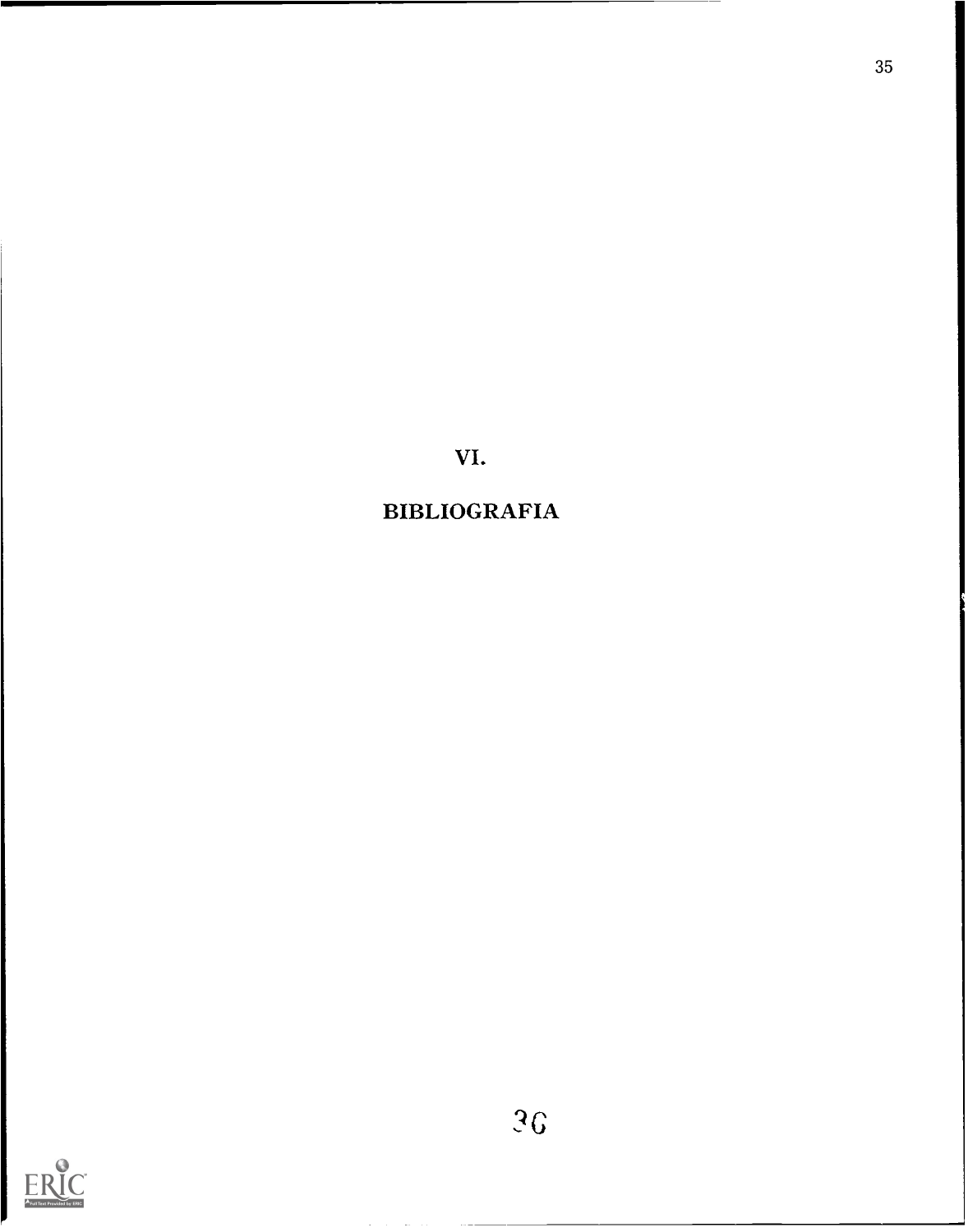# VI.

# BIBLIOGRAFIA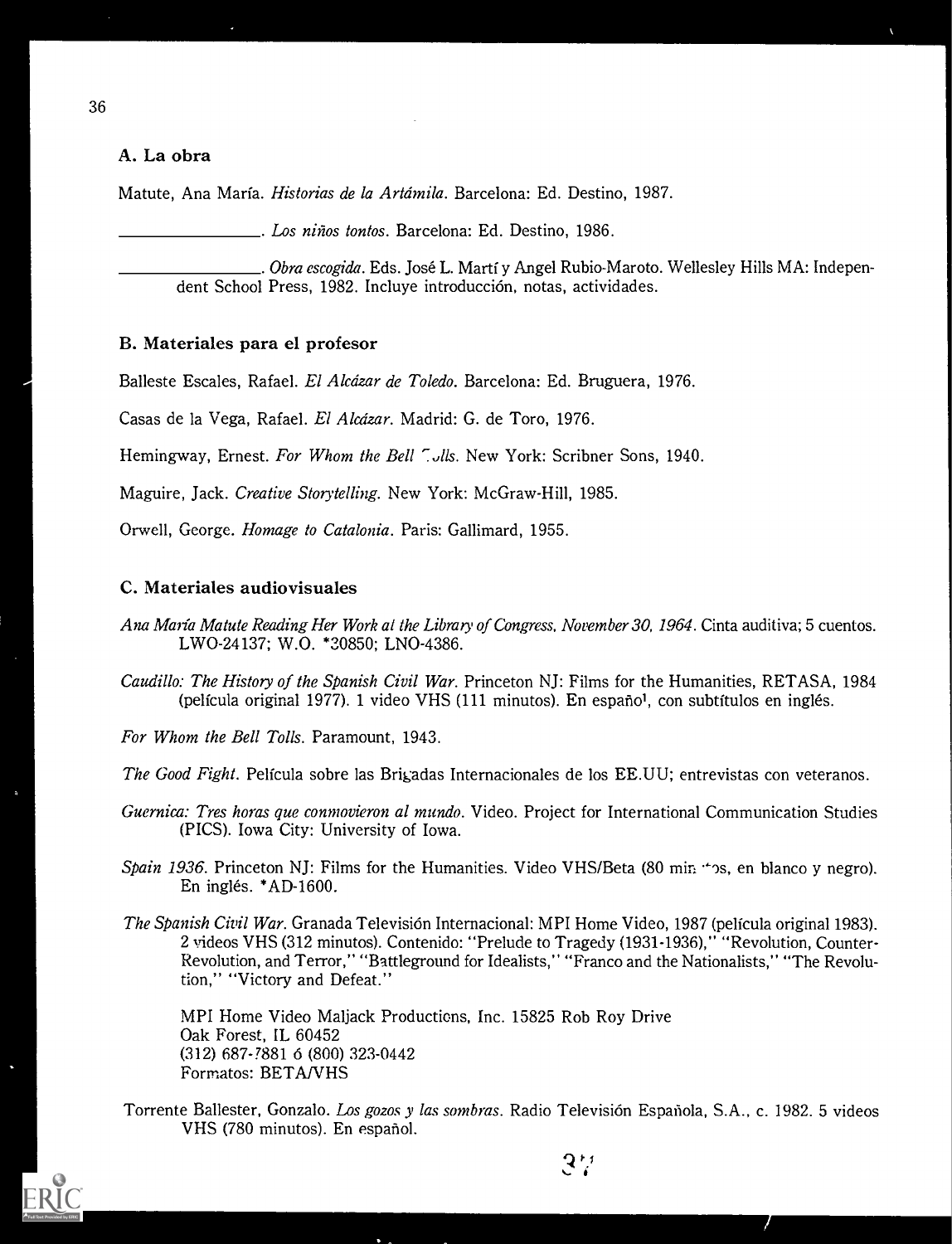### A. La obra

Matute, Ana María. *Historias de la Artámila*. Barcelona: Ed. Destino, 1987.

\_\_\_\_\_\_\_\_\_\_\_\_\_\_\_\_. *Los niños tontos*. Barcelona: Ed. Destino, 1986.

\_\_\_\_\_\_\_\_\_\_\_\_\_\_\_\_. *Obra escogida*. Eds. José L. Martí y Angel Rubio-Maroto. Wellesley Hills MA: Independent School Press, 1982. Incluye introducción, notas, actividades.

### B. Materiales para el profesor

Balleste Escales, Rafael. *El Alcázar de Toledo*. Barcelona: Ed. Bruguera, 1976.

Casas de la Vega, Rafael. *El Alcázar*. Madrid: G. de Toro, 1976.

Hemingway, Ernest. *For Whom the Bell Tolls*. New York: Scribner Sons, 1940.

Maguire, Jack. *Creative Storytelling*. New York: McGraw-Hill, 1985.

Orwell, George. *Homage to Catalonia*. Paris: Gallimard, 1955.

### C. Materiales audiovisuales

*Ana María Matute Reading Her Work at the Library of Congress, November 30, 1964*. Cinta auditiva; 5 cuentos. LWO-24137; W.O. *30850; LNO-4386.

*Caudillo: The History of the Spanish Civil War*. Princeton NJ: Films for the Humanities, RETASA, 1984 (película original 1977). 1 video VHS (111 minutos). En español, con subtítulos en inglés.

*For Whom the Bell Tolls*. Paramount, 1943.

*The Good Fight*. Película sobre las Brigadas Internacionales de los EE.UU; entrevistas con veteranos.

*Guernica: Tres horas que conmovieron al mundo*. Video. Project for International Communication Studies (PICS). Iowa City: University of Iowa.

*Spain 1936*. Princeton NJ: Films for the Humanities. Video VHS/Beta (80 minutos, en blanco y negro). En inglés. *AD-1600.

*The Spanish Civil War*. Granada Televisión Internacional: MPI Home Video, 1987 (película original 1983). 2 videos VHS (312 minutos). Contenido: "Prelude to Tragedy (1931-1936)," "Revolution, Counter-Revolution, and Terror," "Battleground for Idealists," "Franco and the Nationalists," "The Revolution," "Victory and Defeat."

MPI Home Video Maljack Productions, Inc. 15825 Rob Roy Drive
Oak Forest, IL 60452
(312) 687-7881 ó (800) 323-0442
Formatos: BETA/VHS

Torrente Ballester, Gonzalo. *Los gozos y las sombras*. Radio Televisión Española, S.A., c. 1982. 5 videos VHS (780 minutos). En español.